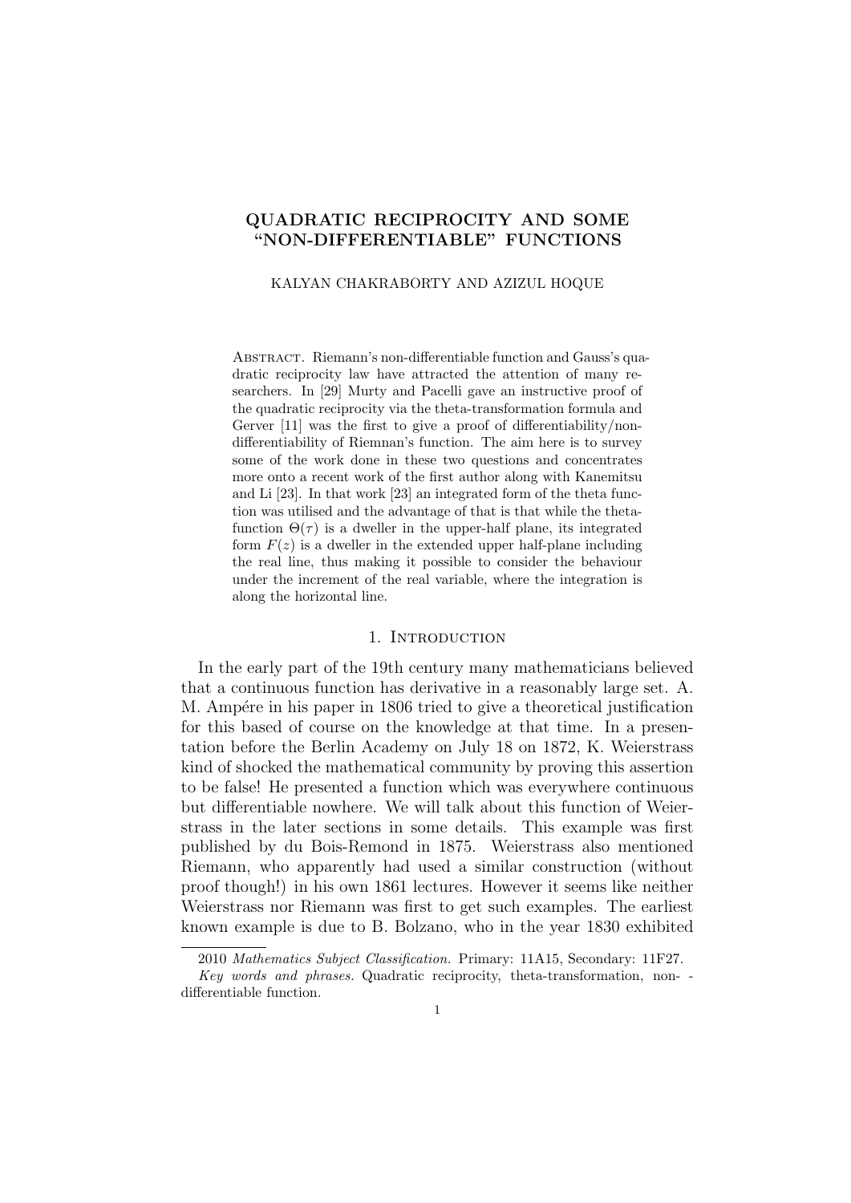# QUADRATIC RECIPROCITY AND SOME "NON-DIFFERENTIABLE" FUNCTIONS

KALYAN CHAKRABORTY AND AZIZUL HOQUE

Abstract. Riemann's non-differentiable function and Gauss's quadratic reciprocity law have attracted the attention of many researchers. In [29] Murty and Pacelli gave an instructive proof of the quadratic reciprocity via the theta-transformation formula and Gerver [11] was the first to give a proof of differentiability/non-differentiability of Riemnan's function. The aim here is to survey some of the work done in these two questions and concentrates more onto a recent work of the first author along with Kanemitsu and Li [23]. In that work [23] an integrated form of the theta function was utilised and the advantage of that is that while the theta-function $\Theta(\tau)$ is a dweller in the upper-half plane, its integrated form $F(z)$ is a dweller in the extended upper half-plane including the real line, thus making it possible to consider the behaviour under the increment of the real variable, where the integration is along the horizontal line.

## 1. Introduction

In the early part of the 19th century many mathematicians believed that a continuous function has derivative in a reasonably large set. A. M. Ampére in his paper in 1806 tried to give a theoretical justification for this based of course on the knowledge at that time. In a presentation before the Berlin Academy on July 18 on 1872, K. Weierstrass kind of shocked the mathematical community by proving this assertion to be false! He presented a function which was everywhere continuous but differentiable nowhere. We will talk about this function of Weierstrass in the later sections in some details. This example was first published by du Bois-Remond in 1875. Weierstrass also mentioned Riemann, who apparently had used a similar construction (without proof though!) in his own 1861 lectures. However it seems like neither Weierstrass nor Riemann was first to get such examples. The earliest known example is due to B. Bolzano, who in the year 1830 exhibited

2010 *Mathematics Subject Classification.* Primary: 11A15, Secondary: 11F27.

*Key words and phrases.* Quadratic reciprocity, theta-transformation, non- - differentiable function.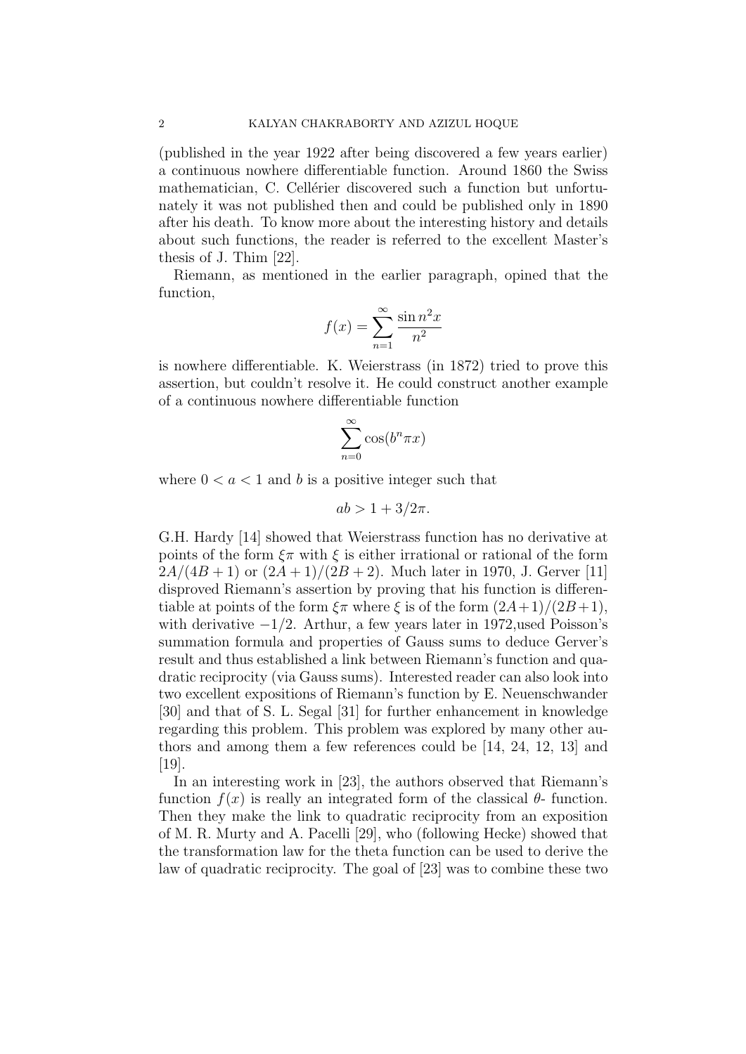(published in the year 1922 after being discovered a few years earlier) a continuous nowhere differentiable function. Around 1860 the Swiss mathematician, C. Cellérier discovered such a function but unfortunately it was not published then and could be published only in 1890 after his death. To know more about the interesting history and details about such functions, the reader is referred to the excellent Master's thesis of J. Thim [22].

Riemann, as mentioned in the earlier paragraph, opined that the function,

$$f(x) = \sum_{n=1}^{\infty} \frac{\sin n^2 x}{n^2}$$

is nowhere differentiable. K. Weierstrass (in 1872) tried to prove this assertion, but couldn't resolve it. He could construct another example of a continuous nowhere differentiable function

$$\sum_{n=0}^{\infty} \cos(b^n \pi x)$$

where $0 < a < 1$ and $b$ is a positive integer such that

$$ab > 1 + 3/2\pi.$$

G.H. Hardy [14] showed that Weierstrass function has no derivative at points of the form $\xi\pi$ with $\xi$ is either irrational or rational of the form $2A/(4B+1)$ or $(2A+1)/(2B+2)$. Much later in 1970, J. Gerver [11] disproved Riemann's assertion by proving that his function is differentiable at points of the form $\xi\pi$ where $\xi$ is of the form $(2A+1)/(2B+1)$, with derivative $-1/2$. Arthur, a few years later in 1972,used Poisson's summation formula and properties of Gauss sums to deduce Gerver's result and thus established a link between Riemann's function and quadratic reciprocity (via Gauss sums). Interested reader can also look into two excellent expositions of Riemann's function by E. Neuenschwander [30] and that of S. L. Segal [31] for further enhancement in knowledge regarding this problem. This problem was explored by many other authors and among them a few references could be [14, 24, 12, 13] and [19].

In an interesting work in [23], the authors observed that Riemann's function $f(x)$ is really an integrated form of the classical $\theta$- function. Then they make the link to quadratic reciprocity from an exposition of M. R. Murty and A. Pacelli [29], who (following Hecke) showed that the transformation law for the theta function can be used to derive the law of quadratic reciprocity. The goal of [23] was to combine these two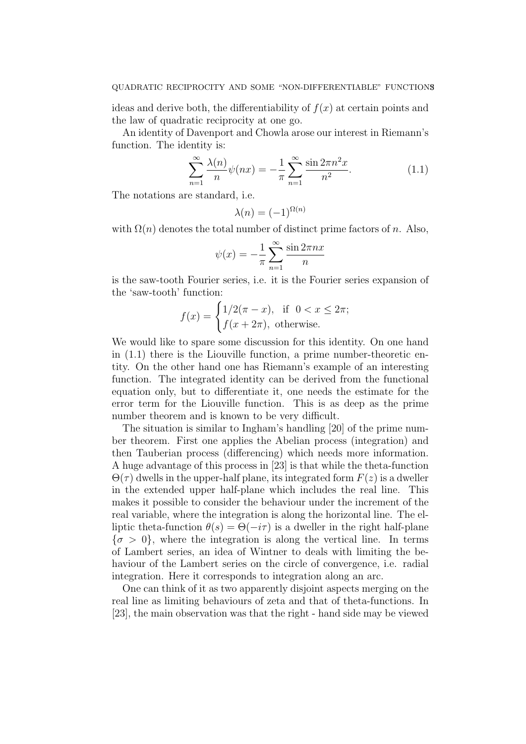ideas and derive both, the differentiability of $f(x)$ at certain points and the law of quadratic reciprocity at one go.

An identity of Davenport and Chowla arose our interest in Riemann's function. The identity is:

$$\sum_{n=1}^{\infty} \frac{\lambda(n)}{n} \psi(nx) = -\frac{1}{\pi} \sum_{n=1}^{\infty} \frac{\sin 2\pi n^2 x}{n^2}. \tag{1.1}$$

The notations are standard, i.e.

$$\lambda(n) = (-1)^{\Omega(n)}$$

with $\Omega(n)$ denotes the total number of distinct prime factors of $n$. Also,

$$\psi(x) = -\frac{1}{\pi} \sum_{n=1}^{\infty} \frac{\sin 2\pi n x}{n}$$

is the saw-tooth Fourier series, i.e. it is the Fourier series expansion of the 'saw-tooth' function:

$$f(x) = \begin{cases} 1/2(\pi - x), & \text{if } \ 0 < x \leq 2\pi; \\ f(x + 2\pi), & \text{otherwise.} \end{cases}$$

We would like to spare some discussion for this identity. On one hand in (1.1) there is the Liouville function, a prime number-theoretic entity. On the other hand one has Riemann's example of an interesting function. The integrated identity can be derived from the functional equation only, but to differentiate it, one needs the estimate for the error term for the Liouville function. This is as deep as the prime number theorem and is known to be very difficult.

The situation is similar to Ingham's handling [20] of the prime number theorem. First one applies the Abelian process (integration) and then Tauberian process (differencing) which needs more information. A huge advantage of this process in [23] is that while the theta-function $\Theta(\tau)$ dwells in the upper-half plane, its integrated form $F(z)$ is a dweller in the extended upper half-plane which includes the real line. This makes it possible to consider the behaviour under the increment of the real variable, where the integration is along the horizontal line. The elliptic theta-function $\theta(s) = \Theta(-i\tau)$ is a dweller in the right half-plane $\{\sigma > 0\}$, where the integration is along the vertical line. In terms of Lambert series, an idea of Wintner to deals with limiting the behaviour of the Lambert series on the circle of convergence, i.e. radial integration. Here it corresponds to integration along an arc.

One can think of it as two apparently disjoint aspects merging on the real line as limiting behaviours of zeta and that of theta-functions. In [23], the main observation was that the right - hand side may be viewed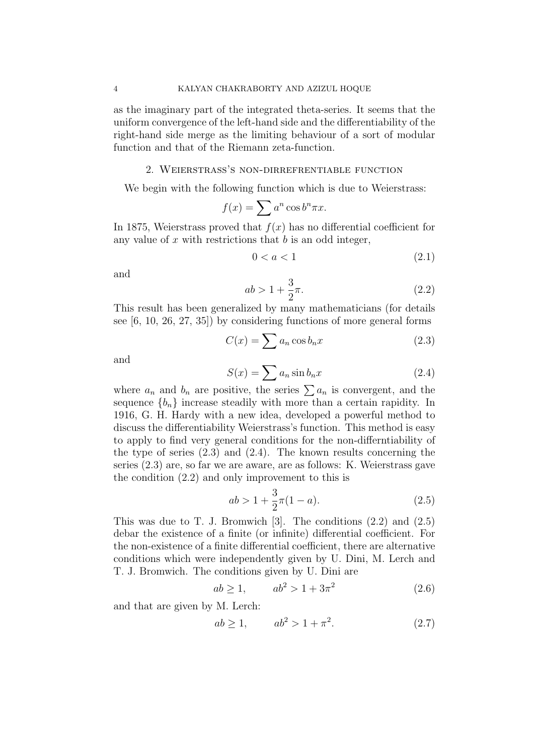as the imaginary part of the integrated theta-series. It seems that the uniform convergence of the left-hand side and the differentiability of the right-hand side merge as the limiting behaviour of a sort of modular function and that of the Riemann zeta-function.

## 2. Weierstrass's non-dirrefrentiable function

We begin with the following function which is due to Weierstrass:

$$f(x) = \sum a^n \cos b^n \pi x.$$

In 1875, Weierstrass proved that $f(x)$ has no differential coefficient for any value of $x$ with restrictions that $b$ is an odd integer,

$$0 < a < 1 \tag{2.1}$$

and

$$ab > 1 + \frac{3}{2}\pi. \tag{2.2}$$

This result has been generalized by many mathematicians (for details see [6, 10, 26, 27, 35]) by considering functions of more general forms

$$C(x) = \sum a_n \cos b_n x \tag{2.3}$$

and

$$S(x) = \sum a_n \sin b_n x \tag{2.4}$$

where $a_n$ and $b_n$ are positive, the series $\sum a_n$ is convergent, and the sequence $\{b_n\}$ increase steadily with more than a certain rapidity. In 1916, G. H. Hardy with a new idea, developed a powerful method to discuss the differentiability Weierstrass's function. This method is easy to apply to find very general conditions for the non-differntiability of the type of series (2.3) and (2.4). The known results concerning the series (2.3) are, so far we are aware, are as follows: K. Weierstrass gave the condition (2.2) and only improvement to this is

$$ab > 1 + \frac{3}{2}\pi(1 - a). \tag{2.5}$$

This was due to T. J. Bromwich [3]. The conditions (2.2) and (2.5) debar the existence of a finite (or infinite) differential coefficient. For the non-existence of a finite differential coefficient, there are alternative conditions which were independently given by U. Dini, M. Lerch and T. J. Bromwich. The conditions given by U. Dini are

$$ab \geq 1, \qquad ab^2 > 1 + 3\pi^2 \tag{2.6}$$

and that are given by M. Lerch:

$$ab \geq 1, \qquad ab^2 > 1 + \pi^2. \tag{2.7}$$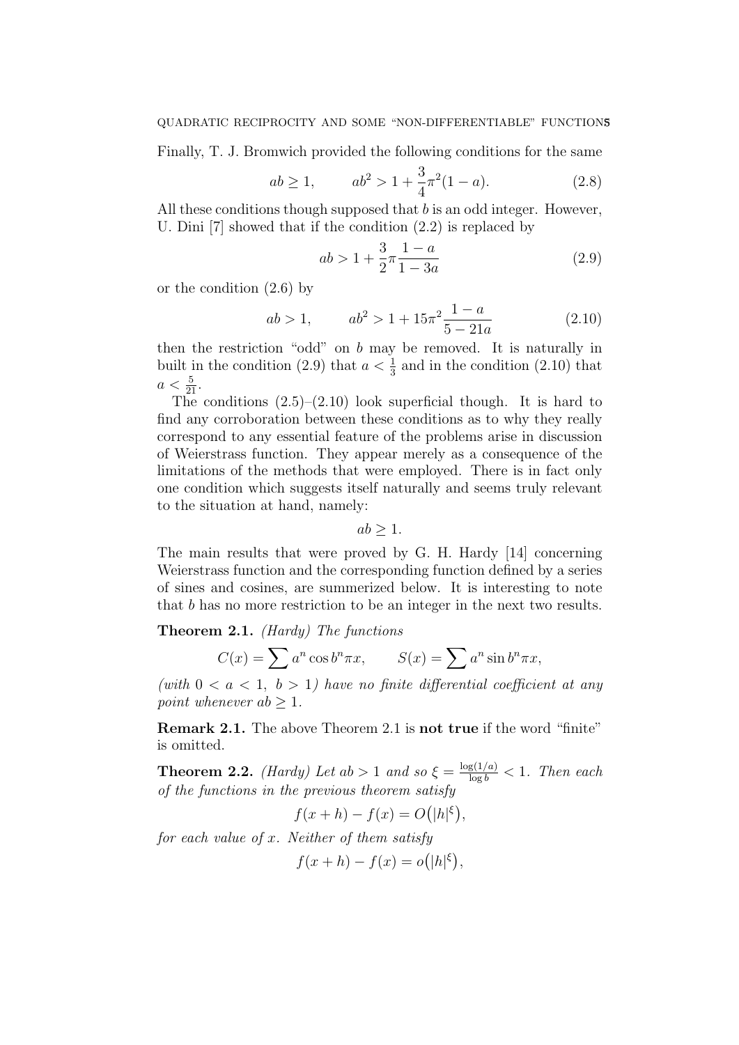Finally, T. J. Bromwich provided the following conditions for the same

$$ab \geq 1, \qquad ab^2 > 1 + \frac{3}{4}\pi^2(1-a). \tag{2.8}$$

All these conditions though supposed that $b$ is an odd integer. However, U. Dini [7] showed that if the condition (2.2) is replaced by

$$ab > 1 + \frac{3}{2}\pi\frac{1-a}{1-3a} \tag{2.9}$$

or the condition (2.6) by

$$ab > 1, \qquad ab^2 > 1 + 15\pi^2\frac{1-a}{5-21a} \tag{2.10}$$

then the restriction "odd" on $b$ may be removed. It is naturally in built in the condition (2.9) that $a < \frac{1}{3}$ and in the condition (2.10) that $a < \frac{5}{21}$.

The conditions (2.5)–(2.10) look superficial though. It is hard to find any corroboration between these conditions as to why they really correspond to any essential feature of the problems arise in discussion of Weierstrass function. They appear merely as a consequence of the limitations of the methods that were employed. There is in fact only one condition which suggests itself naturally and seems truly relevant to the situation at hand, namely:

$$ab \geq 1.$$

The main results that were proved by G. H. Hardy [14] concerning Weierstrass function and the corresponding function defined by a series of sines and cosines, are summerized below. It is interesting to note that $b$ has no more restriction to be an integer in the next two results.

**Theorem 2.1.** *(Hardy) The functions*

$$C(x) = \sum a^n \cos b^n \pi x, \qquad S(x) = \sum a^n \sin b^n \pi x,$$

*(with $0 < a < 1$, $b > 1$) have no finite differential coefficient at any point whenever $ab \geq 1$.*

**Remark 2.1.** The above Theorem 2.1 is **not true** if the word "finite" is omitted.

**Theorem 2.2.** *(Hardy) Let $ab > 1$ and so $\xi = \frac{\log(1/a)}{\log b} < 1$. Then each of the functions in the previous theorem satisfy*

$$f(x+h) - f(x) = O\big(|h|^{\xi}\big),$$

*for each value of $x$. Neither of them satisfy*

$$f(x+h) - f(x) = o\big(|h|^{\xi}\big),$$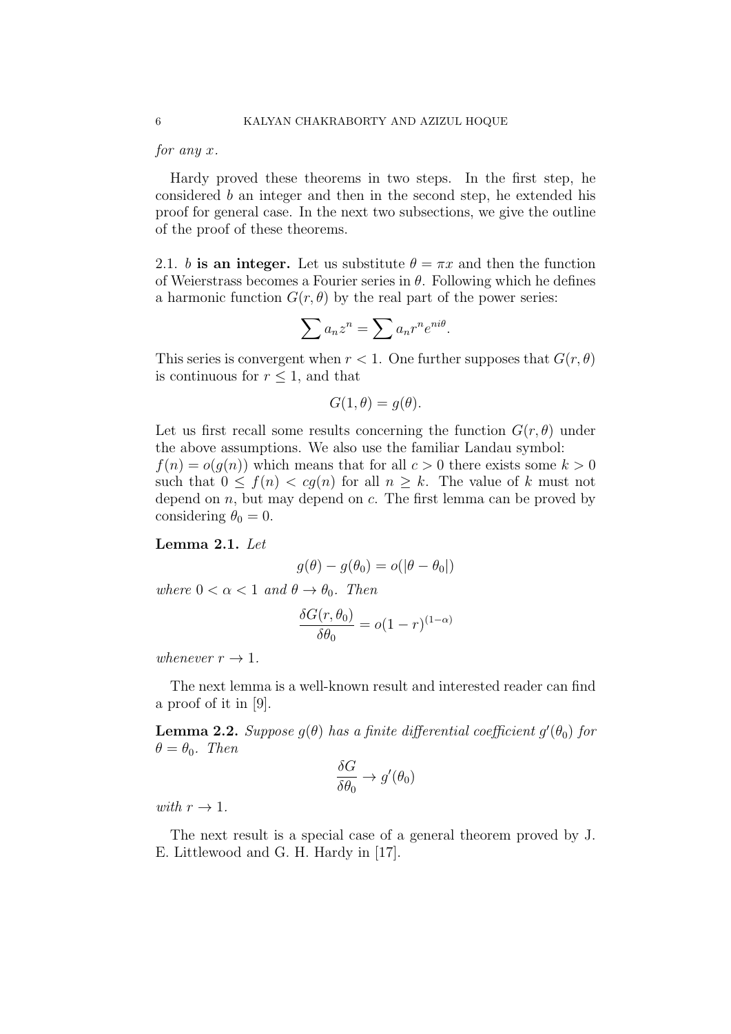*for any $x$.*

Hardy proved these theorems in two steps. In the first step, he considered $b$ an integer and then in the second step, he extended his proof for general case. In the next two subsections, we give the outline of the proof of these theorems.

2.1. **$b$ is an integer.** Let us substitute $\theta = \pi x$ and then the function of Weierstrass becomes a Fourier series in $\theta$. Following which he defines a harmonic function $G(r, \theta)$ by the real part of the power series:

$$\sum a_n z^n = \sum a_n r^n e^{ni\theta}.$$

This series is convergent when $r < 1$. One further supposes that $G(r, \theta)$ is continuous for $r \leq 1$, and that

$$G(1, \theta) = g(\theta).$$

Let us first recall some results concerning the function $G(r, \theta)$ under the above assumptions. We also use the familiar Landau symbol: $f(n) = o(g(n))$ which means that for all $c > 0$ there exists some $k > 0$ such that $0 \leq f(n) < cg(n)$ for all $n \geq k$. The value of $k$ must not depend on $n$, but may depend on $c$. The first lemma can be proved by considering $\theta_0 = 0$.

**Lemma 2.1.** *Let*

$$g(\theta) - g(\theta_0) = o(|\theta - \theta_0|)$$

*where $0 < \alpha < 1$ and $\theta \to \theta_0$. Then*

$$\frac{\delta G(r, \theta_0)}{\delta \theta_0} = o(1 - r)^{(1-\alpha)}$$

*whenever $r \to 1$.*

The next lemma is a well-known result and interested reader can find a proof of it in [9].

**Lemma 2.2.** *Suppose $g(\theta)$ has a finite differential coefficient $g'(\theta_0)$ for $\theta = \theta_0$. Then*

$$\frac{\delta G}{\delta \theta_0} \to g'(\theta_0)$$

*with $r \to 1$.*

The next result is a special case of a general theorem proved by J. E. Littlewood and G. H. Hardy in [17].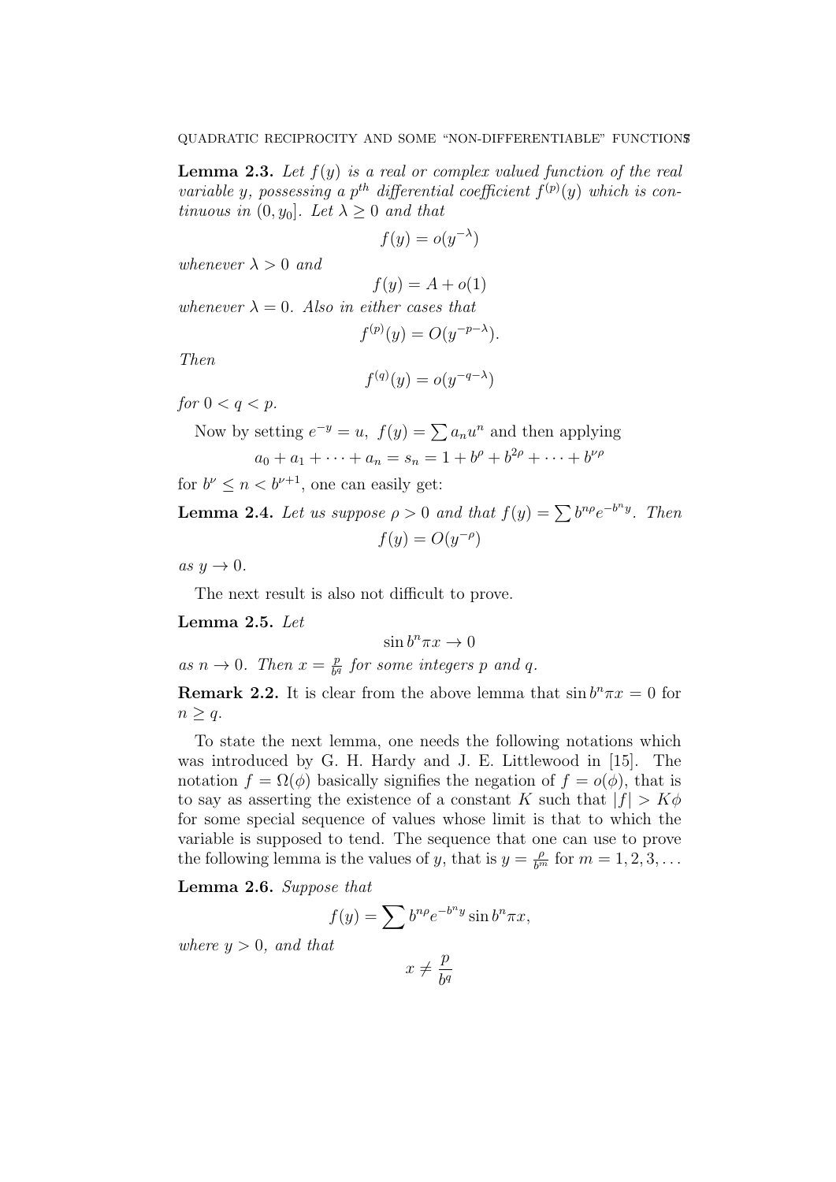**Lemma 2.3.** *Let $f(y)$ is a real or complex valued function of the real variable $y$, possessing a $p^{th}$ differential coefficient $f^{(p)}(y)$ which is continuous in $(0, y_0]$. Let $\lambda \geq 0$ and that*

$$f(y) = o(y^{-\lambda})$$

*whenever $\lambda > 0$ and*

$$f(y) = A + o(1)$$

*whenever $\lambda = 0$. Also in either cases that*

$$f^{(p)}(y) = O(y^{-p-\lambda}).$$

*Then*

$$f^{(q)}(y) = o(y^{-q-\lambda})$$

*for $0 < q < p$.*

Now by setting $e^{-y} = u,\ f(y) = \sum a_n u^n$ and then applying

$$a_0 + a_1 + \cdots + a_n = s_n = 1 + b^{\rho} + b^{2\rho} + \cdots + b^{\nu\rho}$$

for $b^{\nu} \leq n < b^{\nu+1}$, one can easily get:

**Lemma 2.4.** *Let us suppose $\rho > 0$ and that $f(y) = \sum b^{n\rho} e^{-b^n y}$. Then*

$$f(y) = O(y^{-\rho})$$

*as $y \to 0$.*

The next result is also not difficult to prove.

**Lemma 2.5.** *Let*

$$\sin b^n \pi x \to 0$$

*as $n \to 0$. Then $x = \frac{p}{b^q}$ for some integers $p$ and $q$.*

**Remark 2.2.** It is clear from the above lemma that $\sin b^n \pi x = 0$ for $n \geq q$.

To state the next lemma, one needs the following notations which was introduced by G. H. Hardy and J. E. Littlewood in [15]. The notation $f = \Omega(\phi)$ basically signifies the negation of $f = o(\phi)$, that is to say as asserting the existence of a constant $K$ such that $|f| > K\phi$ for some special sequence of values whose limit is that to which the variable is supposed to tend. The sequence that one can use to prove the following lemma is the values of $y$, that is $y = \frac{\rho}{b^m}$ for $m = 1, 2, 3, \ldots$

**Lemma 2.6.** *Suppose that*

$$f(y) = \sum b^{n\rho} e^{-b^n y} \sin b^n \pi x,$$

*where $y > 0$, and that*

$$x \neq \frac{p}{b^q}$$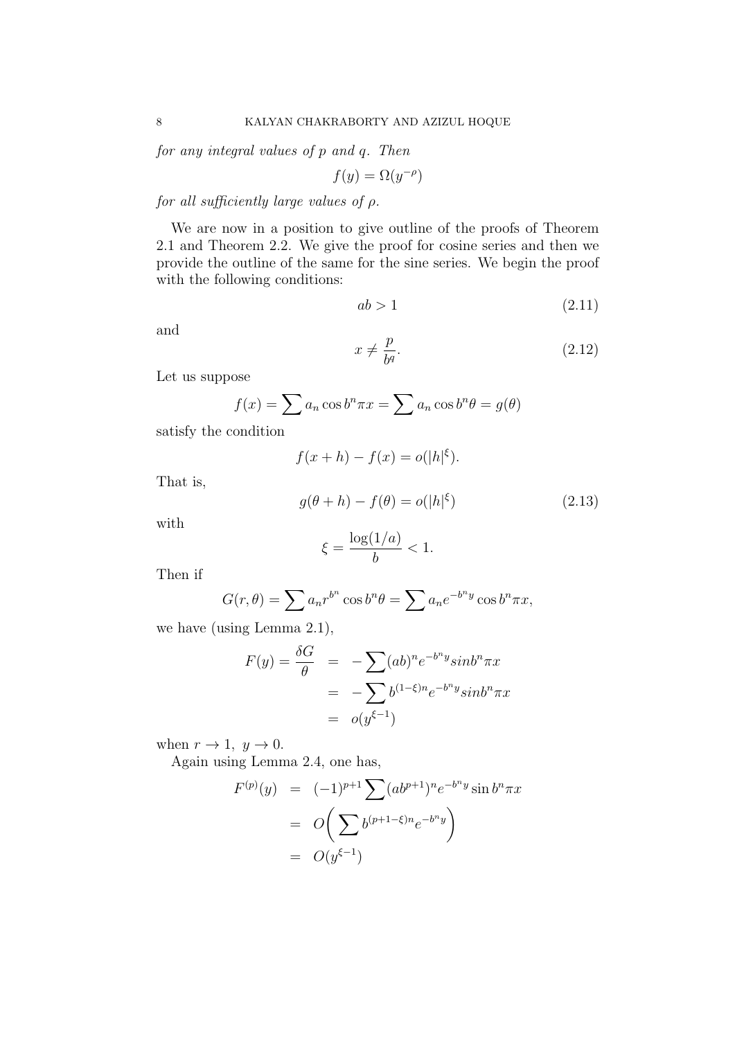*for any integral values of $p$ and $q$. Then*

$$f(y) = \Omega(y^{-\rho})$$

*for all sufficiently large values of $\rho$.*

We are now in a position to give outline of the proofs of Theorem 2.1 and Theorem 2.2. We give the proof for cosine series and then we provide the outline of the same for the sine series. We begin the proof with the following conditions:

$$ab > 1 \tag{2.11}$$

and

$$x \neq \frac{p}{b^q}. \tag{2.12}$$

Let us suppose

$$f(x) = \sum a_n \cos b^n \pi x = \sum a_n \cos b^n \theta = g(\theta)$$

satisfy the condition

$$f(x+h) - f(x) = o(|h|^{\xi}).$$

That is,

$$g(\theta + h) - f(\theta) = o(|h|^{\xi}) \tag{2.13}$$

with

$$\xi = \frac{\log(1/a)}{b} < 1.$$

Then if

$$G(r, \theta) = \sum a_n r^{b^n} \cos b^n \theta = \sum a_n e^{-b^n y} \cos b^n \pi x,$$

we have (using Lemma 2.1),

$$\begin{aligned} F(y) = \frac{\delta G}{\theta} &= -\sum (ab)^n e^{-b^n y} sin b^n \pi x \\ &= -\sum b^{(1-\xi)n} e^{-b^n y} sin b^n \pi x \\ &= o(y^{\xi - 1}) \end{aligned}$$

when $r \to 1, \ y \to 0$.

Again using Lemma 2.4, one has,

$$\begin{aligned} F^{(p)}(y) &= (-1)^{p+1} \sum (ab^{p+1})^n e^{-b^n y} \sin b^n \pi x \\ &= O\bigg( \sum b^{(p+1-\xi)n} e^{-b^n y} \bigg) \\ &= O(y^{\xi - 1}) \end{aligned}$$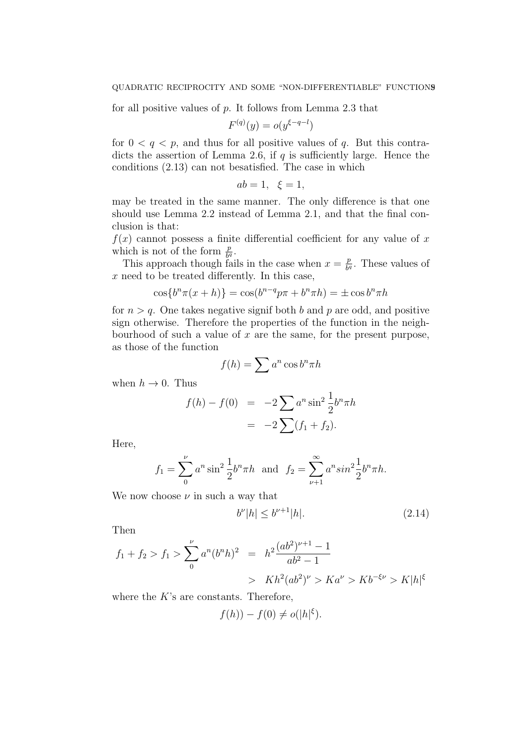for all positive values of $p$. It follows from Lemma 2.3 that

$$F^{(q)}(y) = o(y^{\xi-q-l})$$

for $0 < q < p$, and thus for all positive values of $q$. But this contradicts the assertion of Lemma 2.6, if $q$ is sufficiently large. Hence the conditions (2.13) can not besatisfied. The case in which

$$ab = 1, \quad \xi = 1,$$

may be treated in the same manner. The only difference is that one should use Lemma 2.2 instead of Lemma 2.1, and that the final conclusion is that:
$f(x)$ cannot possess a finite differential coefficient for any value of $x$ which is not of the form $\frac{p}{b^q}$.

This approach though fails in the case when $x = \frac{p}{b^q}$. These values of $x$ need to be treated differently. In this case,

$$\cos\{b^n\pi(x+h)\} = \cos(b^{n-q}p\pi + b^n\pi h) = \pm \cos b^n\pi h$$

for $n > q$. One takes negative signif both $b$ and $p$ are odd, and positive sign otherwise. Therefore the properties of the function in the neighbourhood of such a value of $x$ are the same, for the present purpose, as those of the function

$$f(h) = \sum a^n \cos b^n \pi h$$

when $h \to 0$. Thus

$$\begin{aligned} f(h) - f(0) &= -2\sum a^n \sin^2 \frac{1}{2} b^n \pi h \\ &= -2\sum (f_1 + f_2). \end{aligned}$$

Here,

$$f_1 = \sum_0^\nu a^n \sin^2 \frac{1}{2} b^n \pi h \ \text{ and } \ f_2 = \sum_{\nu+1}^\infty a^n sin^2 \frac{1}{2} b^n \pi h.$$

We now choose $\nu$ in such a way that

$$b^\nu |h| \leq b^{\nu+1}|h|. \tag{2.14}$$

Then

$$\begin{aligned} f_1 + f_2 > f_1 > \sum_0^\nu a^n (b^n h)^2 &= h^2 \frac{(ab^2)^{\nu+1} - 1}{ab^2 - 1} \\ &> Kh^2(ab^2)^\nu > Ka^\nu > Kb^{-\xi\nu} > K|h|^\xi \end{aligned}$$

where the $K$'s are constants. Therefore,

$$f(h)) - f(0) \neq o(|h|^\xi).$$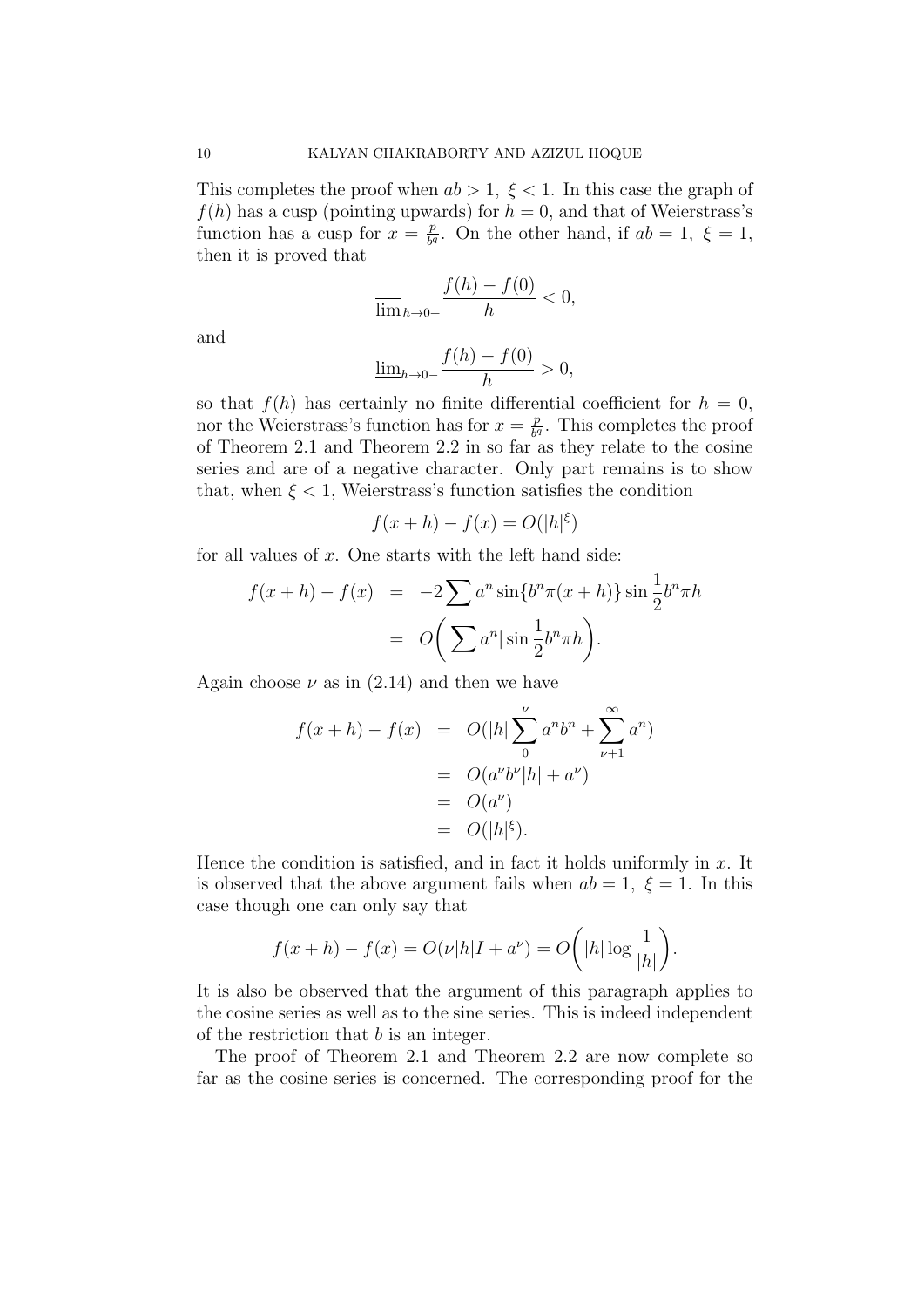This completes the proof when $ab > 1,\ \xi < 1$. In this case the graph of $f(h)$ has a cusp (pointing upwards) for $h = 0$, and that of Weierstrass's function has a cusp for $x = \frac{p}{b^q}$. On the other hand, if $ab = 1,\ \xi = 1$, then it is proved that

$$\overline{\lim}_{h\to 0+} \frac{f(h) - f(0)}{h} < 0,$$

and

$$\underline{\lim}_{h\to 0-} \frac{f(h) - f(0)}{h} > 0,$$

so that $f(h)$ has certainly no finite differential coefficient for $h = 0$, nor the Weierstrass's function has for $x = \frac{p}{b^q}$. This completes the proof of Theorem 2.1 and Theorem 2.2 in so far as they relate to the cosine series and are of a negative character. Only part remains is to show that, when $\xi < 1$, Weierstrass's function satisfies the condition

$$f(x + h) - f(x) = O(|h|^{\xi})$$

for all values of $x$. One starts with the left hand side:

$$\begin{aligned} f(x+h) - f(x) &= -2\sum a^n \sin\{b^n\pi(x+h)\} \sin \frac{1}{2} b^n \pi h \\ &= O\bigg( \sum a^n |\sin \frac{1}{2} b^n \pi h \bigg). \end{aligned}$$

Again choose $\nu$ as in (2.14) and then we have

$$\begin{aligned} f(x+h) - f(x) &= O(|h| \sum_{0}^{\nu} a^n b^n + \sum_{\nu+1}^{\infty} a^n) \\ &= O(a^{\nu} b^{\nu} |h| + a^{\nu}) \\ &= O(a^{\nu}) \\ &= O(|h|^{\xi}). \end{aligned}$$

Hence the condition is satisfied, and in fact it holds uniformly in $x$. It is observed that the above argument fails when $ab = 1,\ \xi = 1$. In this case though one can only say that

$$f(x+h) - f(x) = O(\nu|h|I + a^{\nu}) = O\bigg( |h| \log \frac{1}{|h|} \bigg).$$

It is also be observed that the argument of this paragraph applies to the cosine series as well as to the sine series. This is indeed independent of the restriction that $b$ is an integer.

The proof of Theorem 2.1 and Theorem 2.2 are now complete so far as the cosine series is concerned. The corresponding proof for the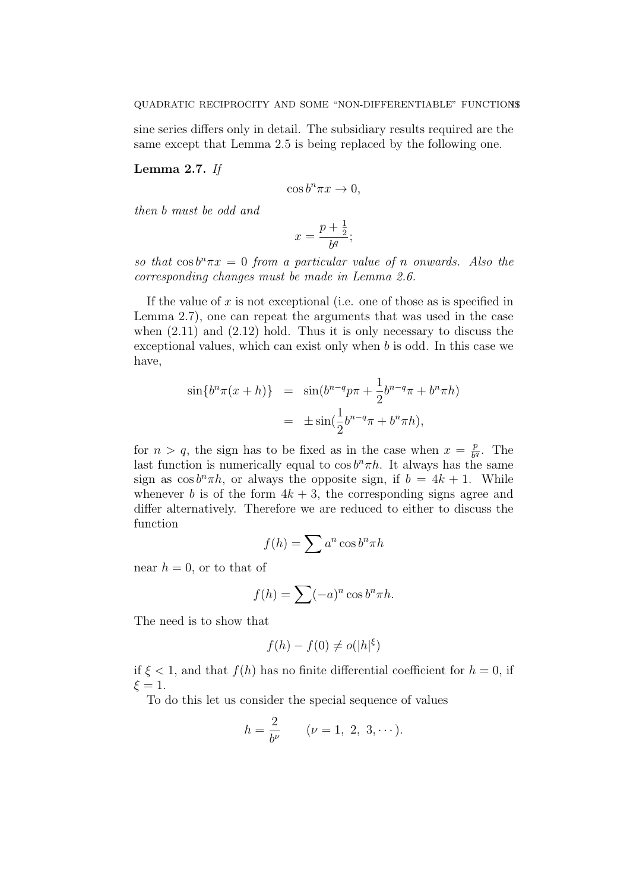sine series differs only in detail. The subsidiary results required are the same except that Lemma 2.5 is being replaced by the following one.

**Lemma 2.7.** *If*

$$\cos b^n \pi x \to 0,$$

*then $b$ must be odd and*

$$x = \frac{p + \frac{1}{2}}{b^q};$$

*so that $\cos b^n \pi x = 0$ from a particular value of $n$ onwards. Also the corresponding changes must be made in Lemma 2.6.*

If the value of $x$ is not exceptional (i.e. one of those as is specified in Lemma 2.7), one can repeat the arguments that was used in the case when (2.11) and (2.12) hold. Thus it is only necessary to discuss the exceptional values, which can exist only when $b$ is odd. In this case we have,

$$\begin{aligned}
\sin\{b^n \pi(x+h)\} &= \sin(b^{n-q} p\pi + \frac{1}{2} b^{n-q}\pi + b^n \pi h) \\
&= \pm \sin(\frac{1}{2} b^{n-q}\pi + b^n \pi h),
\end{aligned}$$

for $n > q$, the sign has to be fixed as in the case when $x = \frac{p}{b^q}$. The last function is numerically equal to $\cos b^n \pi h$. It always has the same sign as $\cos b^n \pi h$, or always the opposite sign, if $b = 4k+1$. While whenever $b$ is of the form $4k+3$, the corresponding signs agree and differ alternatively. Therefore we are reduced to either to discuss the function

$$f(h) = \sum a^n \cos b^n \pi h$$

near $h = 0$, or to that of

$$f(h) = \sum (-a)^n \cos b^n \pi h.$$

The need is to show that

$$f(h) - f(0) \neq o(|h|^\xi)$$

if $\xi < 1$, and that $f(h)$ has no finite differential coefficient for $h = 0$, if $\xi = 1$.

To do this let us consider the special sequence of values

$$h = \frac{2}{b^\nu} \qquad (\nu = 1,\ 2,\ 3, \cdots).$$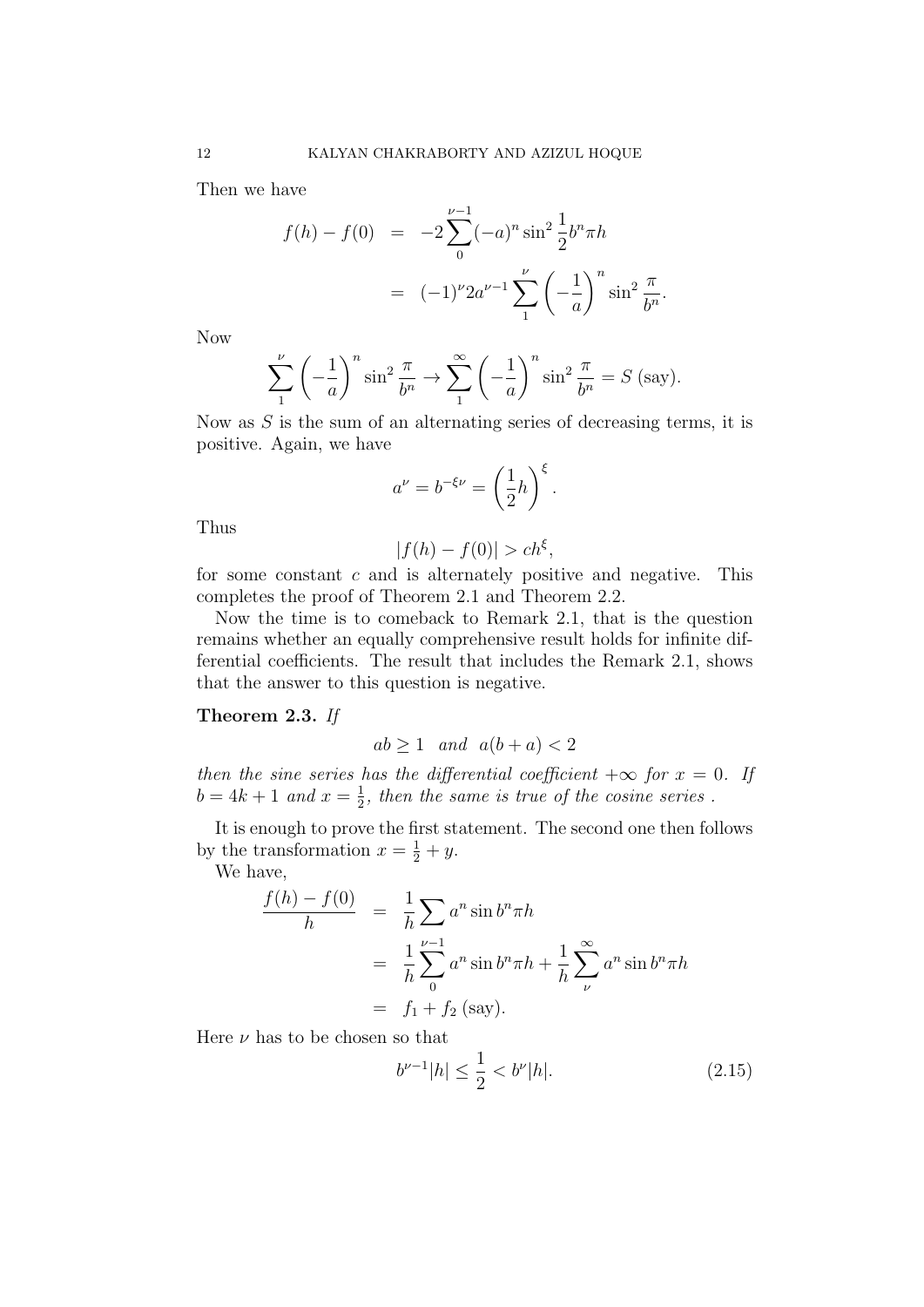Then we have

$$
\begin{aligned}
f(h)-f(0) &= -2\sum_{0}^{\nu-1}(-a)^n \sin^2\frac{1}{2}b^n\pi h \\
&= (-1)^{\nu} 2a^{\nu-1}\sum_{1}^{\nu}\left(-\frac{1}{a}\right)^n \sin^2\frac{\pi}{b^n}.
\end{aligned}
$$

Now

$$
\sum_{1}^{\nu}\left(-\frac{1}{a}\right)^n \sin^2\frac{\pi}{b^n} \to \sum_{1}^{\infty}\left(-\frac{1}{a}\right)^n \sin^2\frac{\pi}{b^n} = S \text{ (say)}.
$$

Now as $S$ is the sum of an alternating series of decreasing terms, it is positive. Again, we have

$$
a^{\nu} = b^{-\xi\nu} = \left(\frac{1}{2}h\right)^{\xi}.
$$

Thus

$$
|f(h)-f(0)| > ch^{\xi},
$$

for some constant $c$ and is alternately positive and negative. This completes the proof of Theorem 2.1 and Theorem 2.2.

Now the time is to comeback to Remark 2.1, that is the question remains whether an equally comprehensive result holds for infinite differential coefficients. The result that includes the Remark 2.1, shows that the answer to this question is negative.

**Theorem 2.3.** *If*

$$
ab \geq 1 \quad and \quad a(b+a) < 2
$$

*then the sine series has the differential coefficient* $+\infty$ *for* $x = 0$*. If* $b = 4k+1$ *and* $x = \frac{1}{2}$*, then the same is true of the cosine series .*

It is enough to prove the first statement. The second one then follows by the transformation $x = \frac{1}{2} + y$.

We have,

$$
\begin{aligned}
\frac{f(h)-f(0)}{h} &= \frac{1}{h}\sum a^n \sin b^n\pi h \\
&= \frac{1}{h}\sum_{0}^{\nu-1} a^n \sin b^n\pi h + \frac{1}{h}\sum_{\nu}^{\infty} a^n \sin b^n\pi h \\
&= f_1 + f_2 \text{ (say)}.
\end{aligned}
$$

Here $\nu$ has to be chosen so that

$$
b^{\nu-1}|h| \leq \frac{1}{2} < b^{\nu}|h|. \tag{2.15}
$$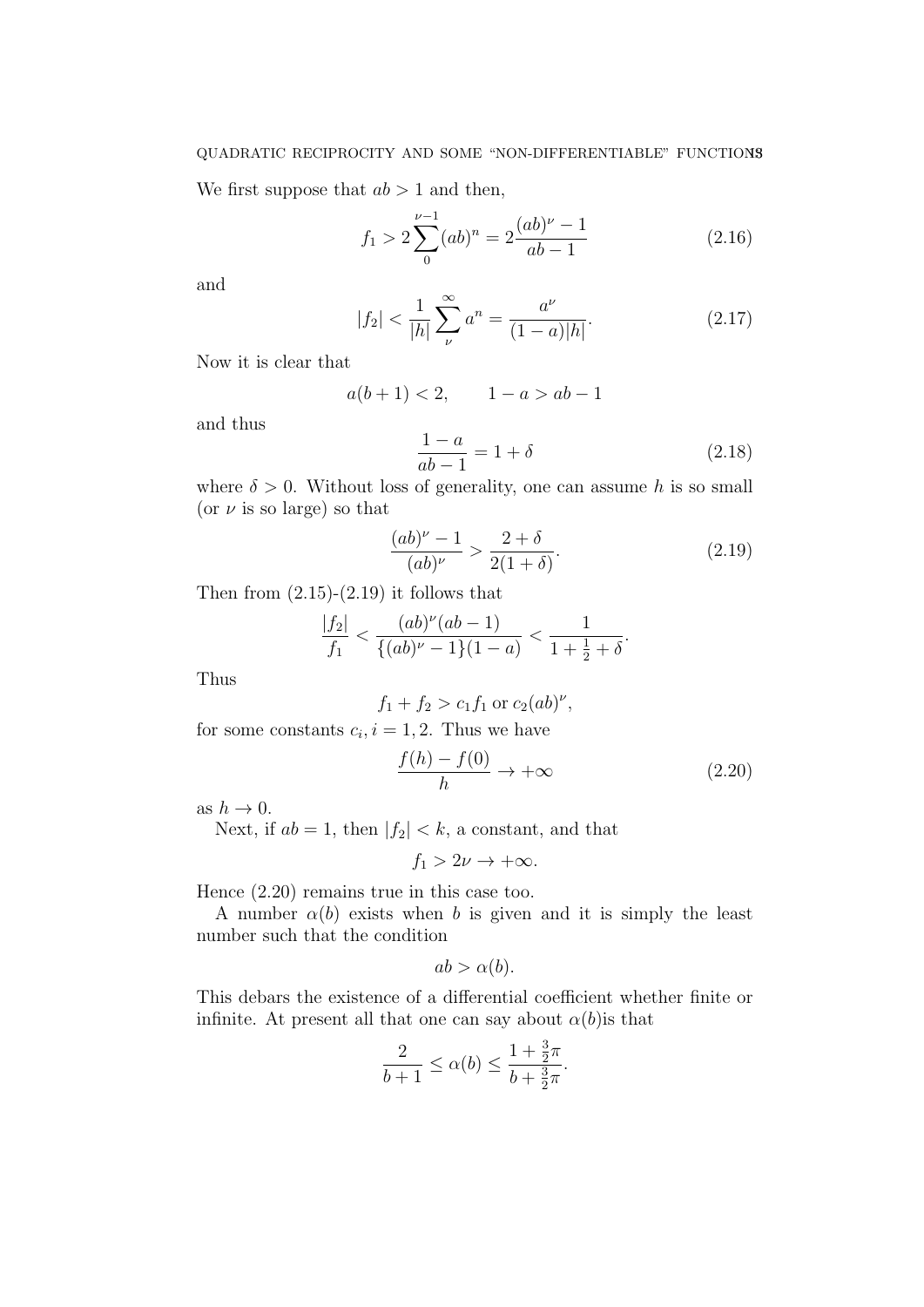We first suppose that $ab > 1$ and then,

$$f_1 > 2\sum_{0}^{\nu-1}(ab)^n = 2\frac{(ab)^\nu - 1}{ab-1} \tag{2.16}$$

and

$$|f_2| < \frac{1}{|h|}\sum_{\nu}^{\infty} a^n = \frac{a^\nu}{(1-a)|h|}. \tag{2.17}$$

Now it is clear that

$$a(b+1) < 2, \qquad 1-a > ab-1$$

and thus

$$\frac{1-a}{ab-1} = 1+\delta \tag{2.18}$$

where $\delta > 0$. Without loss of generality, one can assume $h$ is so small (or $\nu$ is so large) so that

$$\frac{(ab)^\nu - 1}{(ab)^\nu} > \frac{2+\delta}{2(1+\delta)}. \tag{2.19}$$

Then from (2.15)-(2.19) it follows that

$$\frac{|f_2|}{f_1} < \frac{(ab)^\nu(ab-1)}{\{(ab)^\nu - 1\}(1-a)} < \frac{1}{1+\frac{1}{2}+\delta}.$$

Thus

$$f_1 + f_2 > c_1 f_1 \text{ or } c_2(ab)^\nu,$$

for some constants $c_i, i = 1, 2$. Thus we have

$$\frac{f(h) - f(0)}{h} \to +\infty \tag{2.20}$$

as $h \to 0$.

Next, if $ab = 1$, then $|f_2| < k$, a constant, and that

$$f_1 > 2\nu \to +\infty.$$

Hence (2.20) remains true in this case too.

A number $\alpha(b)$ exists when $b$ is given and it is simply the least number such that the condition

$$ab > \alpha(b).$$

This debars the existence of a differential coefficient whether finite or infinite. At present all that one can say about $\alpha(b)$is that

$$\frac{2}{b+1} \le \alpha(b) \le \frac{1+\frac{3}{2}\pi}{b+\frac{3}{2}\pi}.$$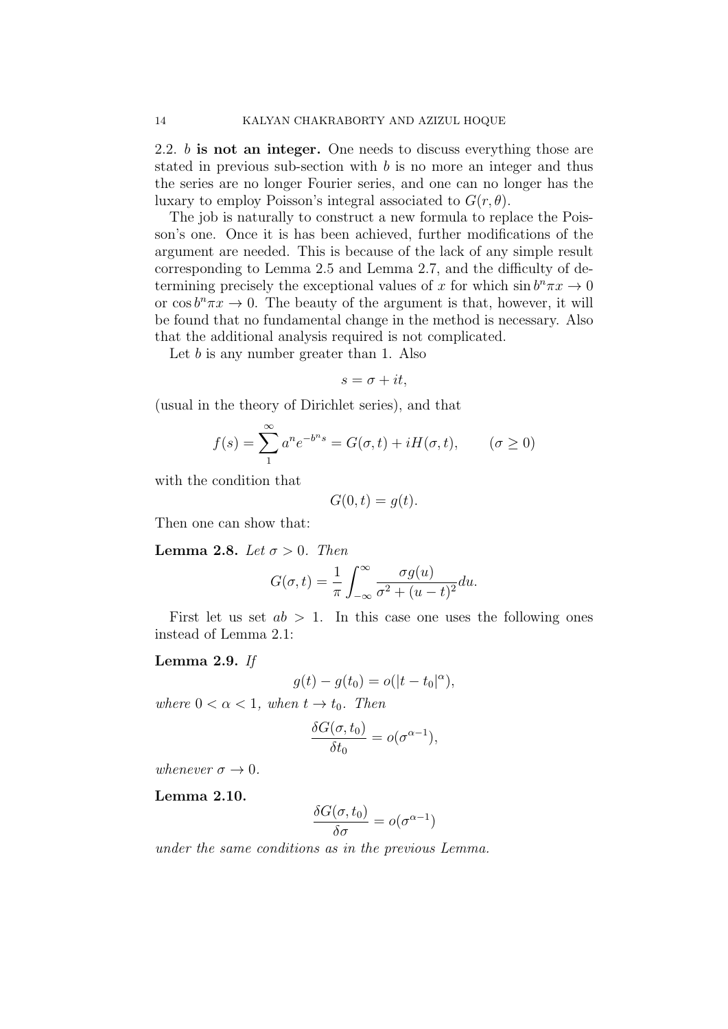2.2. $b$ **is not an integer.** One needs to discuss everything those are stated in previous sub-section with $b$ is no more an integer and thus the series are no longer Fourier series, and one can no longer has the luxary to employ Poisson's integral associated to $G(r, \theta)$.

The job is naturally to construct a new formula to replace the Poisson's one. Once it is has been achieved, further modifications of the argument are needed. This is because of the lack of any simple result corresponding to Lemma 2.5 and Lemma 2.7, and the difficulty of determining precisely the exceptional values of $x$ for which $\sin b^n \pi x \to 0$ or $\cos b^n \pi x \to 0$. The beauty of the argument is that, however, it will be found that no fundamental change in the method is necessary. Also that the additional analysis required is not complicated.

Let $b$ is any number greater than 1. Also

$$s = \sigma + it,$$

(usual in the theory of Dirichlet series), and that

$$f(s) = \sum_{1}^{\infty} a^n e^{-b^n s} = G(\sigma, t) + iH(\sigma, t), \qquad (\sigma \geq 0)$$

with the condition that

$$G(0, t) = g(t).$$

Then one can show that:

**Lemma 2.8.** *Let $\sigma > 0$. Then*

$$G(\sigma, t) = \frac{1}{\pi} \int_{-\infty}^{\infty} \frac{\sigma g(u)}{\sigma^2 + (u - t)^2} du.$$

First let us set $ab > 1$. In this case one uses the following ones instead of Lemma 2.1:

**Lemma 2.9.** *If*

$$g(t) - g(t_0) = o(|t - t_0|^{\alpha}),$$

*where $0 < \alpha < 1$, when $t \to t_0$. Then*

$$\frac{\delta G(\sigma, t_0)}{\delta t_0} = o(\sigma^{\alpha - 1}),$$

*whenever $\sigma \to 0$.*

**Lemma 2.10.**

$$\frac{\delta G(\sigma, t_0)}{\delta \sigma} = o(\sigma^{\alpha - 1})$$

*under the same conditions as in the previous Lemma.*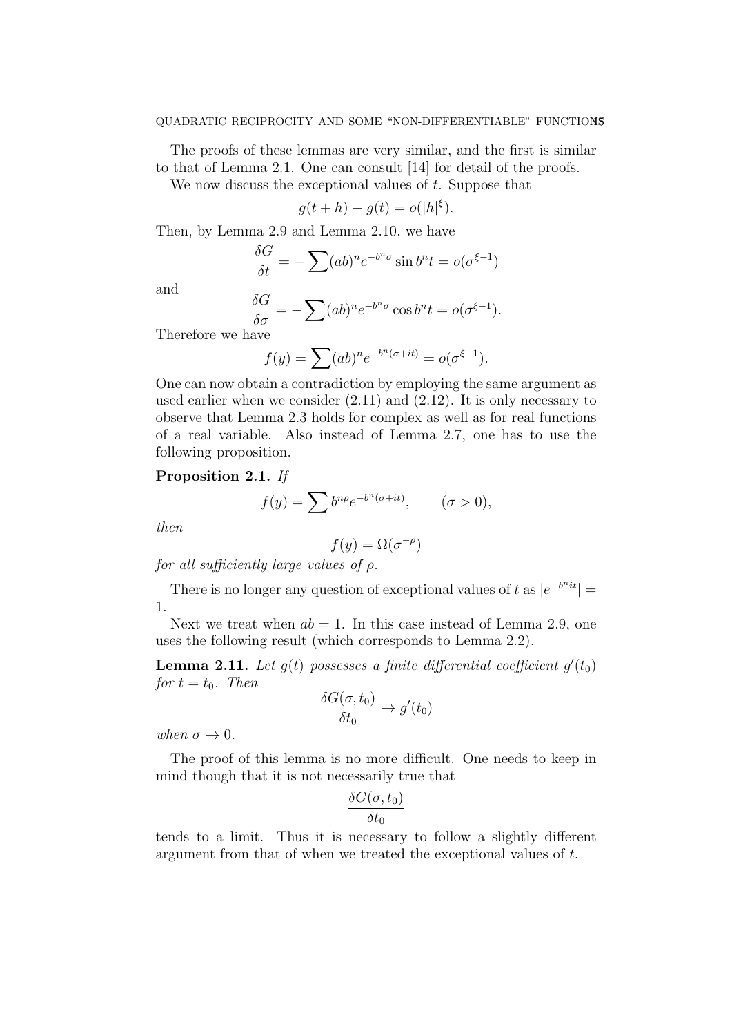The proofs of these lemmas are very similar, and the first is similar to that of Lemma 2.1. One can consult [14] for detail of the proofs.

We now discuss the exceptional values of $t$. Suppose that

$$g(t+h) - g(t) = o(|h|^{\xi}).$$

Then, by Lemma 2.9 and Lemma 2.10, we have

$$\frac{\delta G}{\delta t} = -\sum (ab)^n e^{-b^n \sigma} \sin b^n t = o(\sigma^{\xi-1})$$

and

$$\frac{\delta G}{\delta \sigma} = -\sum (ab)^n e^{-b^n \sigma} \cos b^n t = o(\sigma^{\xi-1}).$$

Therefore we have

$$f(y) = \sum (ab)^n e^{-b^n(\sigma+it)} = o(\sigma^{\xi-1}).$$

One can now obtain a contradiction by employing the same argument as used earlier when we consider (2.11) and (2.12). It is only necessary to observe that Lemma 2.3 holds for complex as well as for real functions of a real variable. Also instead of Lemma 2.7, one has to use the following proposition.

**Proposition 2.1.** *If*

$$f(y) = \sum b^{n\rho} e^{-b^n(\sigma+it)}, \qquad (\sigma > 0),$$

*then*

$$f(y) = \Omega(\sigma^{-\rho})$$

*for all sufficiently large values of* $\rho$.

There is no longer any question of exceptional values of $t$ as $|e^{-b^n it}| = 1$.

Next we treat when $ab = 1$. In this case instead of Lemma 2.9, one uses the following result (which corresponds to Lemma 2.2).

**Lemma 2.11.** *Let* $g(t)$ *possesses a finite differential coefficient* $g'(t_0)$ *for* $t = t_0$. *Then*

$$\frac{\delta G(\sigma, t_0)}{\delta t_0} \to g'(t_0)$$

*when* $\sigma \to 0$.

The proof of this lemma is no more difficult. One needs to keep in mind though that it is not necessarily true that

$$\frac{\delta G(\sigma, t_0)}{\delta t_0}$$

tends to a limit. Thus it is necessary to follow a slightly different argument from that of when we treated the exceptional values of $t$.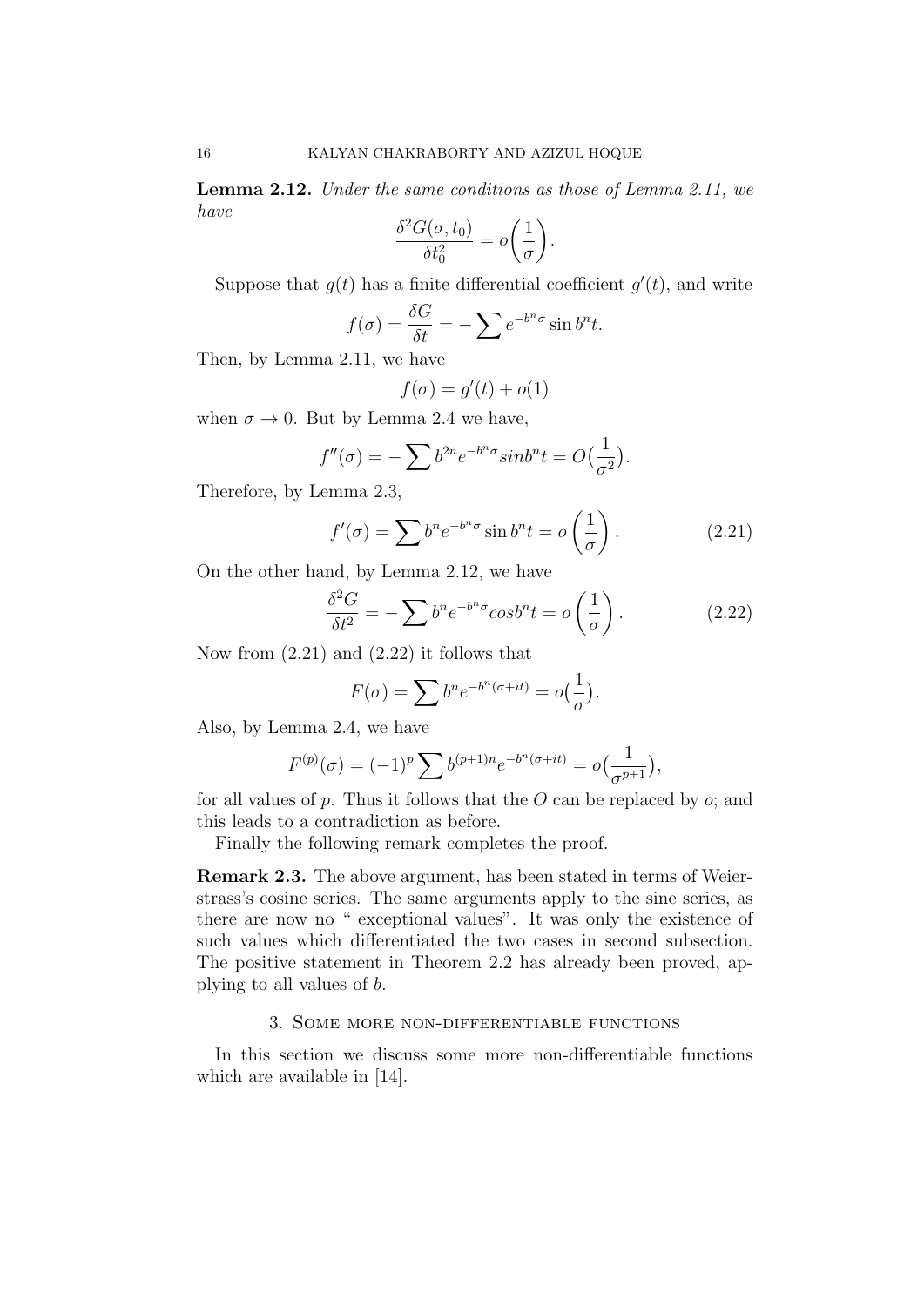**Lemma 2.12.** *Under the same conditions as those of Lemma 2.11, we have*

$$\frac{\delta^2 G(\sigma, t_0)}{\delta t_0^2} = o\bigg(\frac{1}{\sigma}\bigg).$$

Suppose that $g(t)$ has a finite differential coefficient $g'(t)$, and write

$$f(\sigma) = \frac{\delta G}{\delta t} = -\sum e^{-b^n\sigma} \sin b^n t.$$

Then, by Lemma 2.11, we have

$$f(\sigma) = g'(t) + o(1)$$

when $\sigma \to 0$. But by Lemma 2.4 we have,

$$f''(\sigma) = -\sum b^{2n} e^{-b^n\sigma} sin b^n t = O\big(\frac{1}{\sigma^2}\big).$$

Therefore, by Lemma 2.3,

$$f'(\sigma) = \sum b^n e^{-b^n\sigma} \sin b^n t = o\left(\frac{1}{\sigma}\right). \tag{2.21}$$

On the other hand, by Lemma 2.12, we have

$$\frac{\delta^2 G}{\delta t^2} = -\sum b^n e^{-b^n\sigma} cos b^n t = o\left(\frac{1}{\sigma}\right). \tag{2.22}$$

Now from (2.21) and (2.22) it follows that

$$F(\sigma) = \sum b^n e^{-b^n(\sigma+it)} = o\big(\frac{1}{\sigma}\big).$$

Also, by Lemma 2.4, we have

$$F^{(p)}(\sigma) = (-1)^p \sum b^{(p+1)n} e^{-b^n(\sigma+it)} = o\big(\frac{1}{\sigma^{p+1}}\big),$$

for all values of $p$. Thus it follows that the $O$ can be replaced by $o$; and this leads to a contradiction as before.

Finally the following remark completes the proof.

**Remark 2.3.** The above argument, has been stated in terms of Weierstrass's cosine series. The same arguments apply to the sine series, as there are now no " exceptional values". It was only the existence of such values which differentiated the two cases in second subsection. The positive statement in Theorem 2.2 has already been proved, applying to all values of $b$.

## 3. Some more non-differentiable functions

In this section we discuss some more non-differentiable functions which are available in [14].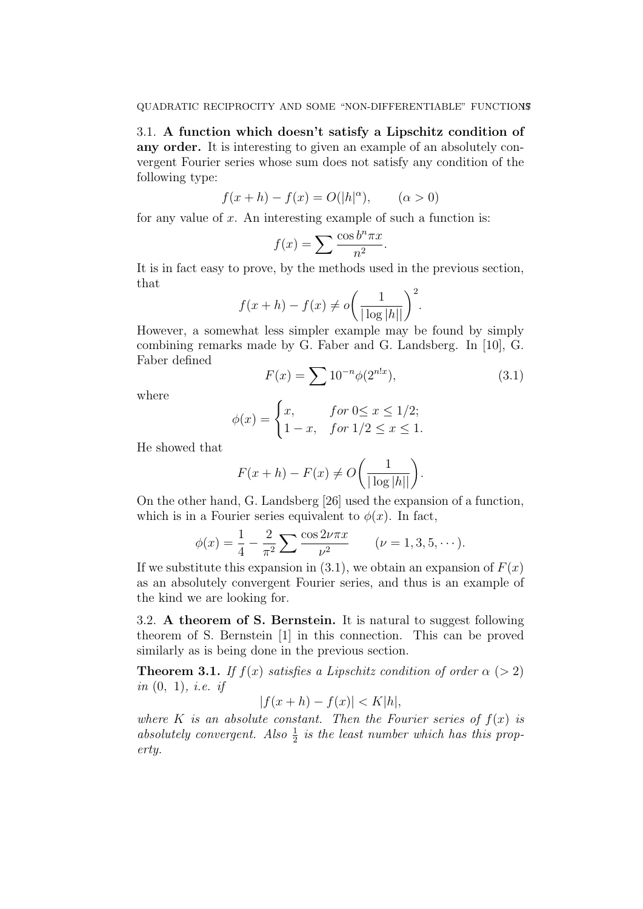3.1. **A function which doesn't satisfy a Lipschitz condition of any order.** It is interesting to given an example of an absolutely convergent Fourier series whose sum does not satisfy any condition of the following type:

$$f(x+h) - f(x) = O(|h|^{\alpha}), \qquad (\alpha > 0)$$

for any value of $x$. An interesting example of such a function is:

$$f(x) = \sum \frac{\cos b^n \pi x}{n^2}.$$

It is in fact easy to prove, by the methods used in the previous section, that

$$f(x+h) - f(x) \neq o\bigg(\frac{1}{|\log|h||}\bigg)^2.$$

However, a somewhat less simpler example may be found by simply combining remarks made by G. Faber and G. Landsberg. In [10], G. Faber defined

$$F(x) = \sum 10^{-n} \phi(2^{n!x}), \tag{3.1}$$

where

$$\phi(x) = \begin{cases} x, & for\ 0 \leq x \leq 1/2; \\ 1-x, & for\ 1/2 \leq x \leq 1. \end{cases}$$

He showed that

$$F(x+h) - F(x) \neq O\bigg(\frac{1}{|\log|h||}\bigg).$$

On the other hand, G. Landsberg [26] used the expansion of a function, which is in a Fourier series equivalent to $\phi(x)$. In fact,

$$\phi(x) = \frac{1}{4} - \frac{2}{\pi^2} \sum \frac{\cos 2\nu\pi x}{\nu^2} \qquad (\nu = 1, 3, 5, \cdots).$$

If we substitute this expansion in (3.1), we obtain an expansion of $F(x)$ as an absolutely convergent Fourier series, and thus is an example of the kind we are looking for.

3.2. **A theorem of S. Bernstein.** It is natural to suggest following theorem of S. Bernstein [1] in this connection. This can be proved similarly as is being done in the previous section.

**Theorem 3.1.** *If $f(x)$ satisfies a Lipschitz condition of order $\alpha$ $(> 2)$ in $(0,\ 1)$, i.e. if*

$$|f(x+h) - f(x)| < K|h|,$$

*where $K$ is an absolute constant. Then the Fourier series of $f(x)$ is absolutely convergent. Also $\frac{1}{2}$ is the least number which has this property.*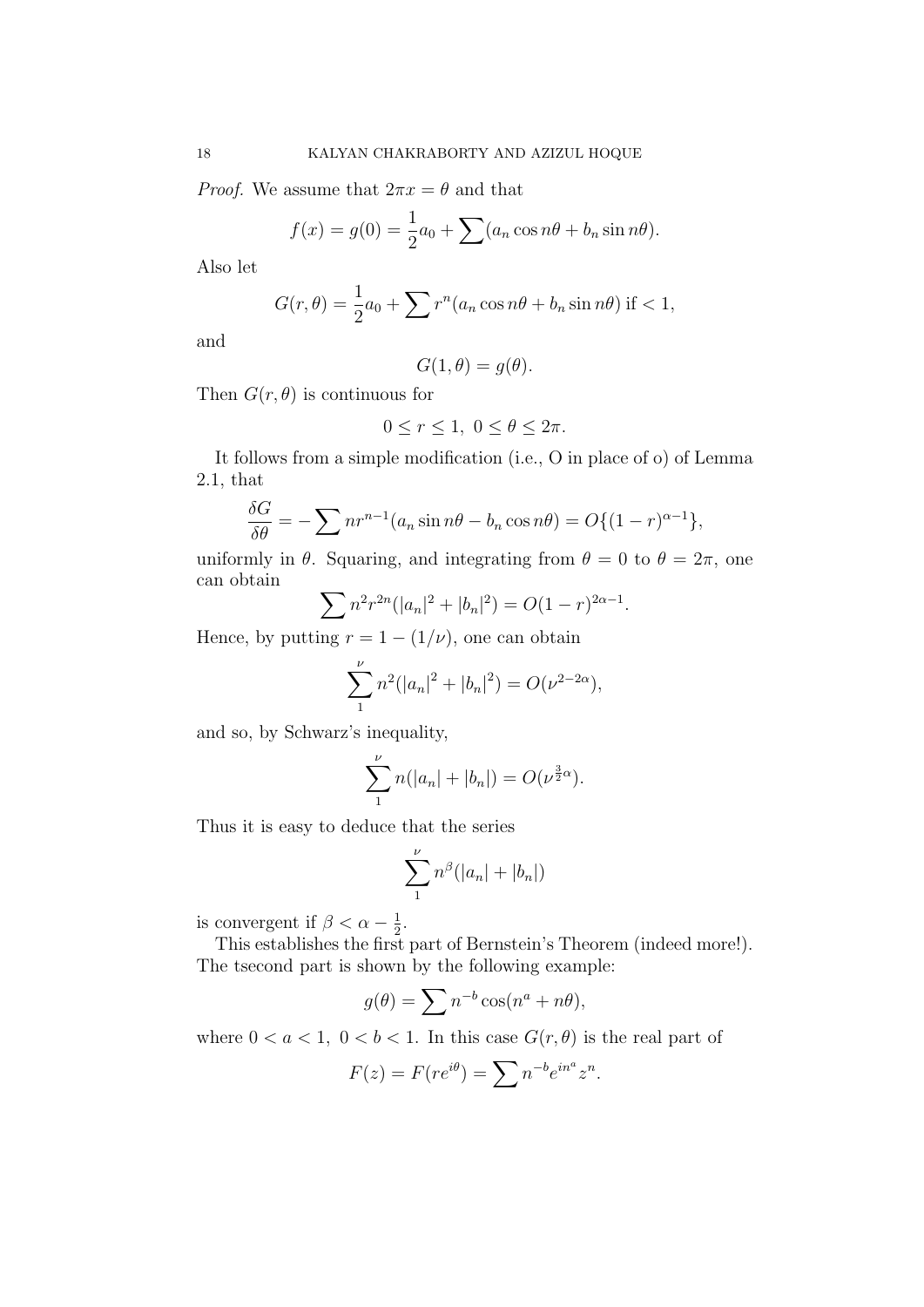*Proof.* We assume that $2\pi x = \theta$ and that

$$f(x) = g(0) = \frac{1}{2}a_0 + \sum (a_n \cos n\theta + b_n \sin n\theta).$$

Also let

$$G(r, \theta) = \frac{1}{2}a_0 + \sum r^n (a_n \cos n\theta + b_n \sin n\theta) \text{ if } < 1,$$

and

$$G(1, \theta) = g(\theta).$$

Then $G(r, \theta)$ is continuous for

$$0 \leq r \leq 1, \ 0 \leq \theta \leq 2\pi.$$

It follows from a simple modification (i.e., O in place of o) of Lemma 2.1, that

$$\frac{\delta G}{\delta \theta} = -\sum n r^{n-1} (a_n \sin n\theta - b_n \cos n\theta) = O\{(1-r)^{\alpha - 1}\},$$

uniformly in $\theta$. Squaring, and integrating from $\theta = 0$ to $\theta = 2\pi$, one can obtain

$$\sum n^2 r^{2n} (|a_n|^2 + |b_n|^2) = O(1-r)^{2\alpha - 1}.$$

Hence, by putting $r = 1 - (1/\nu)$, one can obtain

$$\sum_1^{\nu} n^2 (|a_n|^2 + |b_n|^2) = O(\nu^{2 - 2\alpha}),$$

and so, by Schwarz's inequality,

$$\sum_1^{\nu} n(|a_n| + |b_n|) = O(\nu^{\frac{3}{2}\alpha}).$$

Thus it is easy to deduce that the series

$$\sum_1^{\nu} n^{\beta} (|a_n| + |b_n|)$$

is convergent if $\beta < \alpha - \frac{1}{2}$.

This establishes the first part of Bernstein's Theorem (indeed more!). The tsecond part is shown by the following example:

$$g(\theta) = \sum n^{-b} \cos(n^a + n\theta),$$

where $0 < a < 1, \ 0 < b < 1$. In this case $G(r, \theta)$ is the real part of

$$F(z) = F(re^{i\theta}) = \sum n^{-b} e^{in^a} z^n.$$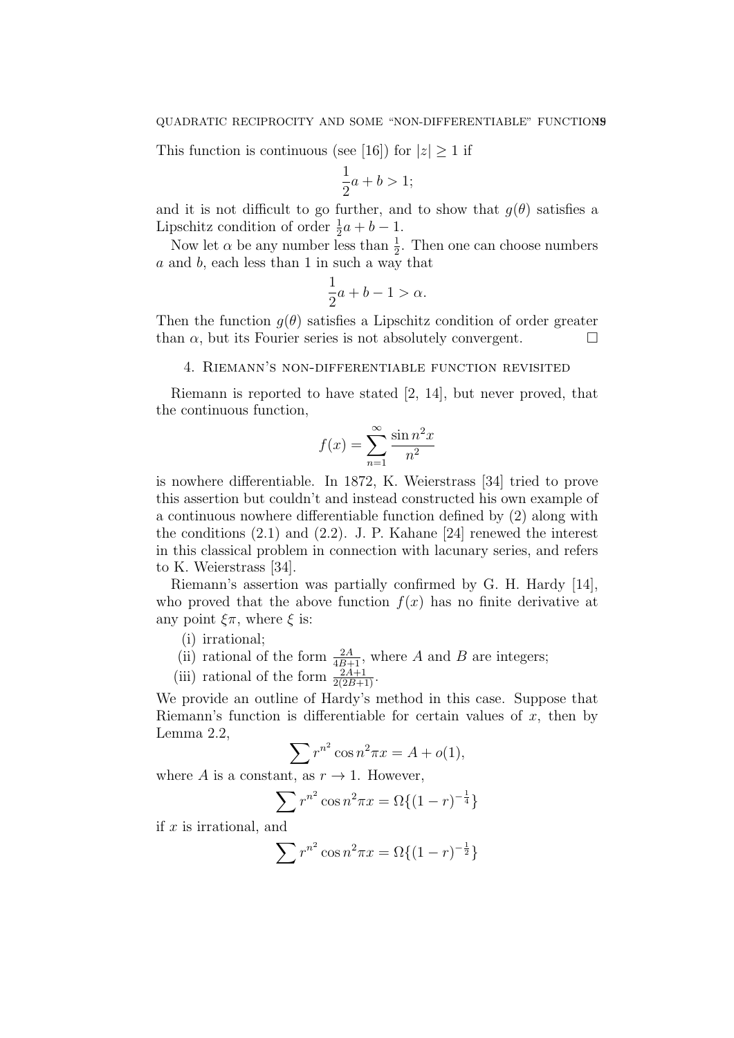This function is continuous (see [16]) for $|z| \geq 1$ if

$$\frac{1}{2}a + b > 1;$$

and it is not difficult to go further, and to show that $g(\theta)$ satisfies a Lipschitz condition of order $\frac{1}{2}a + b - 1$.

Now let $\alpha$ be any number less than $\frac{1}{2}$. Then one can choose numbers $a$ and $b$, each less than 1 in such a way that

$$\frac{1}{2}a + b - 1 > \alpha.$$

Then the function $g(\theta)$ satisfies a Lipschitz condition of order greater than $\alpha$, but its Fourier series is not absolutely convergent. □

## 4. Riemann's non-differentiable function revisited

Riemann is reported to have stated [2, 14], but never proved, that the continuous function,

$$f(x) = \sum_{n=1}^{\infty} \frac{\sin n^2 x}{n^2}$$

is nowhere differentiable. In 1872, K. Weierstrass [34] tried to prove this assertion but couldn't and instead constructed his own example of a continuous nowhere differentiable function defined by (2) along with the conditions (2.1) and (2.2). J. P. Kahane [24] renewed the interest in this classical problem in connection with lacunary series, and refers to K. Weierstrass [34].

Riemann's assertion was partially confirmed by G. H. Hardy [14], who proved that the above function $f(x)$ has no finite derivative at any point $\xi\pi$, where $\xi$ is:

(i) irrational;
(ii) rational of the form $\frac{2A}{4B+1}$, where $A$ and $B$ are integers;
(iii) rational of the form $\frac{2A+1}{2(2B+1)}$.

We provide an outline of Hardy's method in this case. Suppose that Riemann's function is differentiable for certain values of $x$, then by Lemma 2.2,

$$\sum r^{n^2} \cos n^2 \pi x = A + o(1),$$

where $A$ is a constant, as $r \to 1$. However,

$$\sum r^{n^2} \cos n^2 \pi x = \Omega\{(1-r)^{-\frac{1}{4}}\}$$

if $x$ is irrational, and

$$\sum r^{n^2} \cos n^2 \pi x = \Omega\{(1-r)^{-\frac{1}{2}}\}$$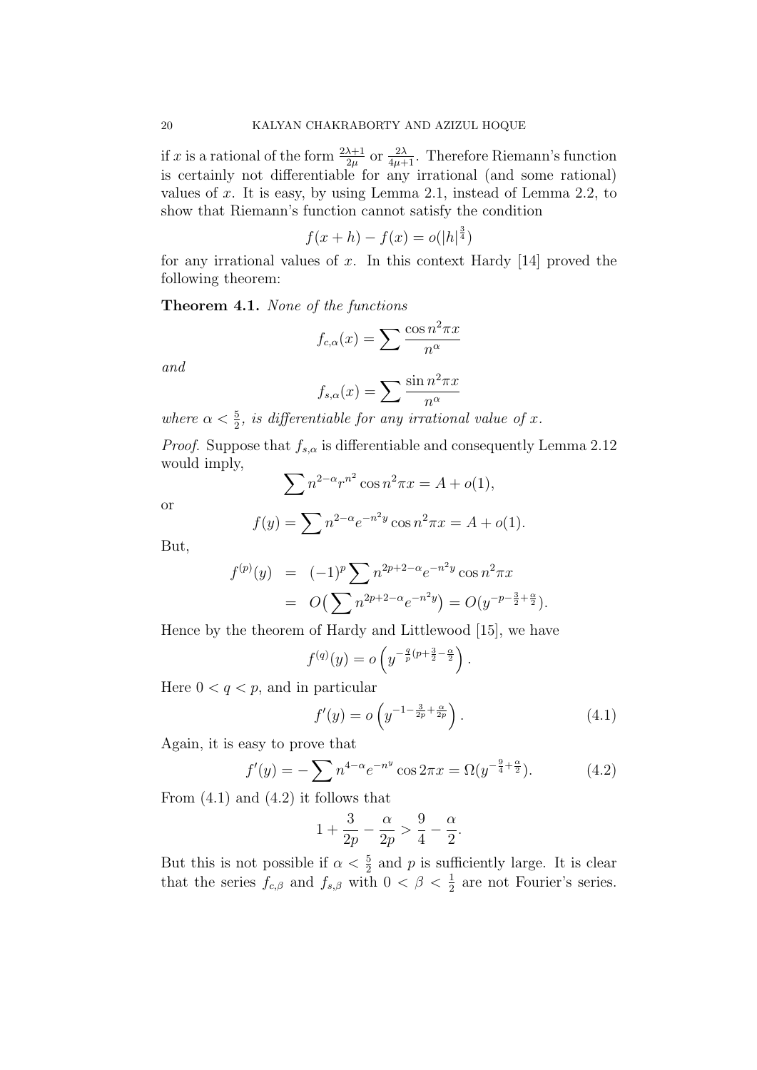if $x$ is a rational of the form $\frac{2\lambda+1}{2\mu}$ or $\frac{2\lambda}{4\mu+1}$. Therefore Riemann's function is certainly not differentiable for any irrational (and some rational) values of $x$. It is easy, by using Lemma 2.1, instead of Lemma 2.2, to show that Riemann's function cannot satisfy the condition

$$f(x+h) - f(x) = o(|h|^{\frac{3}{4}})$$

for any irrational values of $x$. In this context Hardy [14] proved the following theorem:

**Theorem 4.1.** *None of the functions*

$$f_{c,\alpha}(x) = \sum \frac{\cos n^2 \pi x}{n^\alpha}$$

*and*

$$f_{s,\alpha}(x) = \sum \frac{\sin n^2 \pi x}{n^\alpha}$$

*where $\alpha < \frac{5}{2}$, is differentiable for any irrational value of $x$.*

*Proof.* Suppose that $f_{s,\alpha}$ is differentiable and consequently Lemma 2.12 would imply,

$$\sum n^{2-\alpha} r^{n^2} \cos n^2 \pi x = A + o(1),$$

or

$$f(y) = \sum n^{2-\alpha} e^{-n^2 y} \cos n^2 \pi x = A + o(1).$$

But,

$$\begin{aligned} f^{(p)}(y) &= (-1)^p \sum n^{2p+2-\alpha} e^{-n^2 y} \cos n^2 \pi x \\ &= O\big(\sum n^{2p+2-\alpha} e^{-n^2 y}\big) = O(y^{-p-\frac{3}{2}+\frac{\alpha}{2}}). \end{aligned}$$

Hence by the theorem of Hardy and Littlewood [15], we have

$$f^{(q)}(y) = o\left(y^{-\frac{q}{p}(p+\frac{3}{2}-\frac{\alpha}{2}}\right).$$

Here $0 < q < p$, and in particular

$$f'(y) = o\left(y^{-1-\frac{3}{2p}+\frac{\alpha}{2p}}\right). \tag{4.1}$$

Again, it is easy to prove that

$$f'(y) = -\sum n^{4-\alpha} e^{-n^y} \cos 2\pi x = \Omega(y^{-\frac{9}{4}+\frac{\alpha}{2}}). \tag{4.2}$$

From (4.1) and (4.2) it follows that

$$1 + \frac{3}{2p} - \frac{\alpha}{2p} > \frac{9}{4} - \frac{\alpha}{2}.$$

But this is not possible if $\alpha < \frac{5}{2}$ and $p$ is sufficiently large. It is clear that the series $f_{c,\beta}$ and $f_{s,\beta}$ with $0 < \beta < \frac{1}{2}$ are not Fourier's series.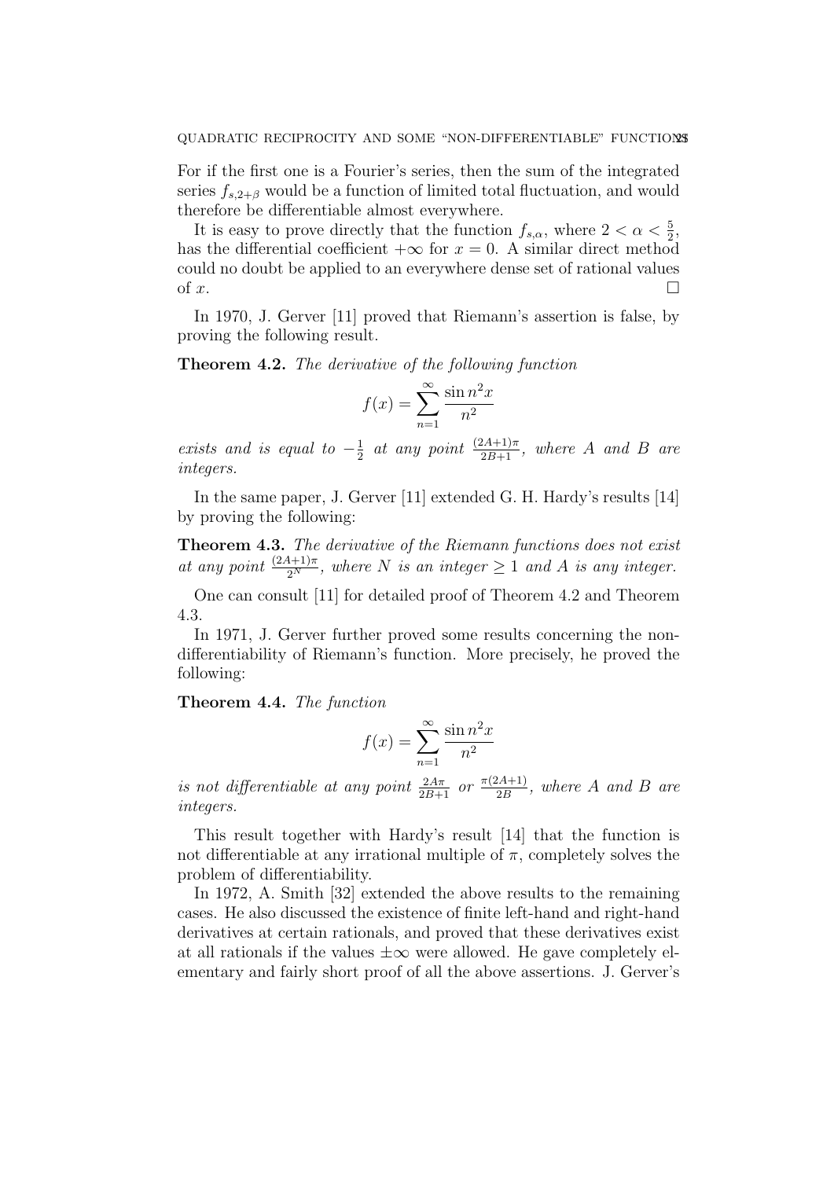For if the first one is a Fourier's series, then the sum of the integrated series $f_{s,2+\beta}$ would be a function of limited total fluctuation, and would therefore be differentiable almost everywhere.

It is easy to prove directly that the function $f_{s,\alpha}$, where $2 < \alpha < \frac{5}{2}$, has the differential coefficient $+\infty$ for $x = 0$. A similar direct method could no doubt be applied to an everywhere dense set of rational values of $x$. □

In 1970, J. Gerver [11] proved that Riemann's assertion is false, by proving the following result.

**Theorem 4.2.** *The derivative of the following function*

$$f(x) = \sum_{n=1}^{\infty} \frac{\sin n^2 x}{n^2}$$

*exists and is equal to* $-\frac{1}{2}$ *at any point* $\frac{(2A+1)\pi}{2B+1}$*, where* $A$ *and* $B$ *are integers.*

In the same paper, J. Gerver [11] extended G. H. Hardy's results [14] by proving the following:

**Theorem 4.3.** *The derivative of the Riemann functions does not exist at any point* $\frac{(2A+1)\pi}{2^N}$*, where* $N$ *is an integer* $\geq 1$ *and* $A$ *is any integer.*

One can consult [11] for detailed proof of Theorem 4.2 and Theorem 4.3.

In 1971, J. Gerver further proved some results concerning the non-differentiability of Riemann's function. More precisely, he proved the following:

**Theorem 4.4.** *The function*

$$f(x) = \sum_{n=1}^{\infty} \frac{\sin n^2 x}{n^2}$$

*is not differentiable at any point* $\frac{2A\pi}{2B+1}$ *or* $\frac{\pi(2A+1)}{2B}$*, where* $A$ *and* $B$ *are integers.*

This result together with Hardy's result [14] that the function is not differentiable at any irrational multiple of $\pi$, completely solves the problem of differentiability.

In 1972, A. Smith [32] extended the above results to the remaining cases. He also discussed the existence of finite left-hand and right-hand derivatives at certain rationals, and proved that these derivatives exist at all rationals if the values $\pm\infty$ were allowed. He gave completely elementary and fairly short proof of all the above assertions. J. Gerver's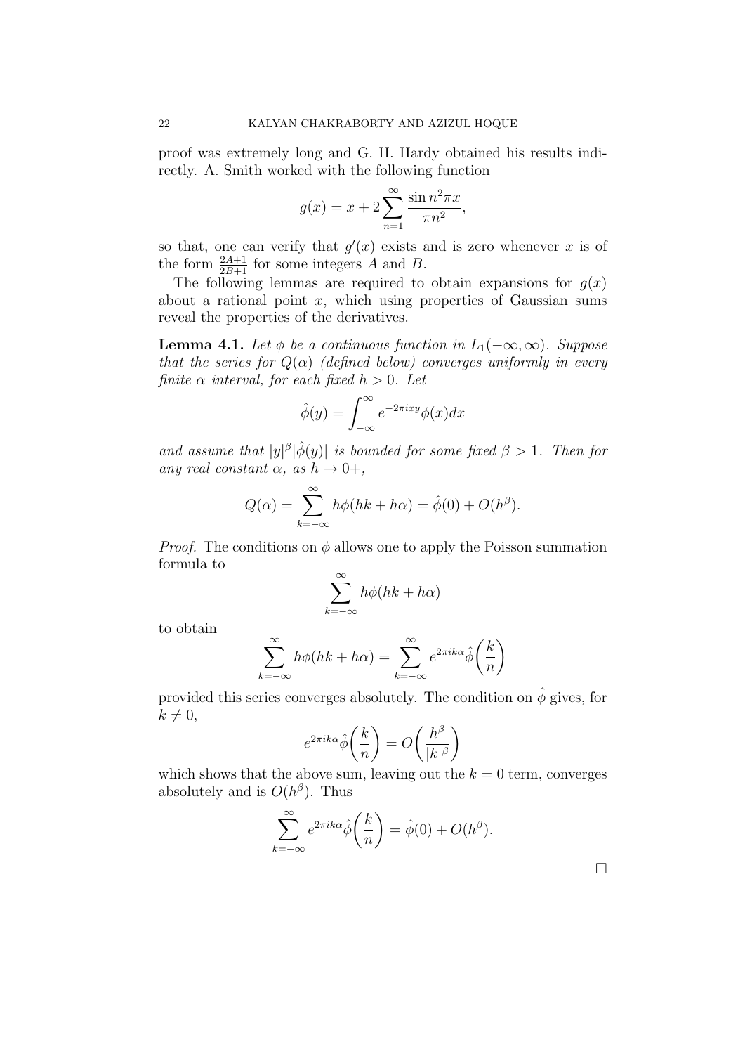proof was extremely long and G. H. Hardy obtained his results indirectly. A. Smith worked with the following function

$$g(x) = x + 2\sum_{n=1}^{\infty} \frac{\sin n^2 \pi x}{\pi n^2},$$

so that, one can verify that $g'(x)$ exists and is zero whenever $x$ is of the form $\frac{2A+1}{2B+1}$ for some integers $A$ and $B$.

The following lemmas are required to obtain expansions for $g(x)$ about a rational point $x$, which using properties of Gaussian sums reveal the properties of the derivatives.

**Lemma 4.1.** *Let $\phi$ be a continuous function in $L_1(-\infty, \infty)$. Suppose that the series for $Q(\alpha)$ (defined below) converges uniformly in every finite $\alpha$ interval, for each fixed $h > 0$. Let*

$$\hat{\phi}(y) = \int_{-\infty}^{\infty} e^{-2\pi i x y} \phi(x) dx$$

*and assume that $|y|^{\beta} |\hat{\phi}(y)|$ is bounded for some fixed $\beta > 1$. Then for any real constant $\alpha$, as $h \to 0+$,*

$$Q(\alpha) = \sum_{k=-\infty}^{\infty} h\phi(hk + h\alpha) = \hat{\phi}(0) + O(h^{\beta}).$$

*Proof.* The conditions on $\phi$ allows one to apply the Poisson summation formula to

$$\sum_{k=-\infty}^{\infty} h\phi(hk + h\alpha)$$

to obtain

$$\sum_{k=-\infty}^{\infty} h\phi(hk + h\alpha) = \sum_{k=-\infty}^{\infty} e^{2\pi i k \alpha} \hat{\phi}\bigg(\frac{k}{n}\bigg)$$

provided this series converges absolutely. The condition on $\hat{\phi}$ gives, for $k \neq 0$,

$$e^{2\pi i k \alpha} \hat{\phi}\bigg(\frac{k}{n}\bigg) = O\bigg(\frac{h^{\beta}}{|k|^{\beta}}\bigg)$$

which shows that the above sum, leaving out the $k = 0$ term, converges absolutely and is $O(h^{\beta})$. Thus

$$\sum_{k=-\infty}^{\infty} e^{2\pi i k \alpha} \hat{\phi}\bigg(\frac{k}{n}\bigg) = \hat{\phi}(0) + O(h^{\beta}).$$

□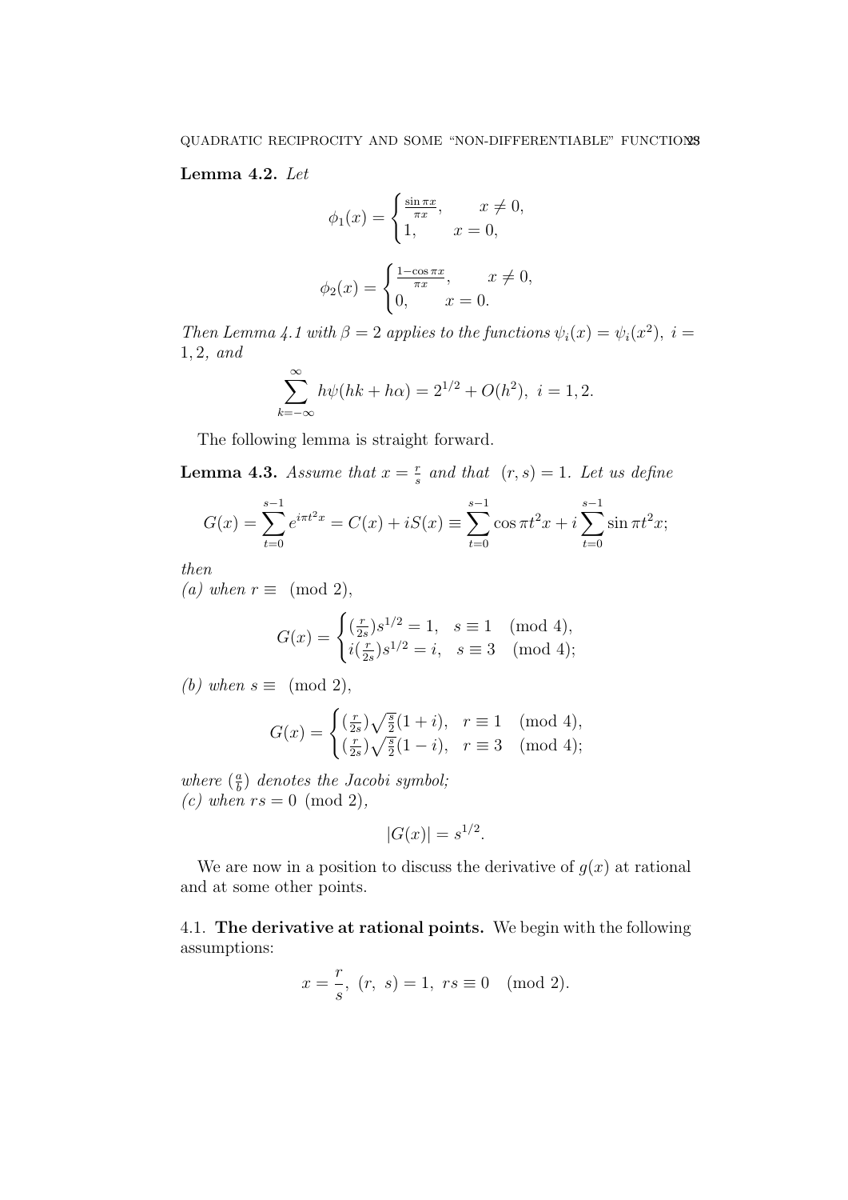**Lemma 4.2.** *Let*

$$\phi_1(x) = \begin{cases} \frac{\sin \pi x}{\pi x}, & x \neq 0, \\ 1, & x = 0, \end{cases}$$

$$\phi_2(x) = \begin{cases} \frac{1-\cos \pi x}{\pi x}, & x \neq 0, \\ 0, & x = 0. \end{cases}$$

*Then Lemma 4.1 with* $\beta = 2$ *applies to the functions* $\psi_i(x) = \psi_i(x^2),\ i = 1, 2,$ *and*

$$\sum_{k=-\infty}^{\infty} h\psi(hk + h\alpha) = 2^{1/2} + O(h^2),\ i = 1, 2.$$

The following lemma is straight forward.

**Lemma 4.3.** *Assume that* $x = \frac{r}{s}$ *and that* $(r, s) = 1$. *Let us define*

$$G(x) = \sum_{t=0}^{s-1} e^{i\pi t^2 x} = C(x) + iS(x) \equiv \sum_{t=0}^{s-1} \cos \pi t^2 x + i \sum_{t=0}^{s-1} \sin \pi t^2 x;$$

*then*
*(a) when* $r \equiv \pmod 2$,

$$G(x) = \begin{cases} (\frac{r}{2s}) s^{1/2} = 1, & s \equiv 1 \pmod 4, \\ i (\frac{r}{2s}) s^{1/2} = i, & s \equiv 3 \pmod 4; \end{cases}$$

*(b) when* $s \equiv \pmod 2$,

$$G(x) = \begin{cases} (\frac{r}{2s}) \sqrt{\frac{s}{2}}(1+i), & r \equiv 1 \pmod 4, \\ (\frac{r}{2s}) \sqrt{\frac{s}{2}}(1-i), & r \equiv 3 \pmod 4; \end{cases}$$

*where* $(\frac{a}{b})$ *denotes the Jacobi symbol;*
*(c) when* $rs = 0 \pmod 2$,

$$|G(x)| = s^{1/2}.$$

We are now in a position to discuss the derivative of $g(x)$ at rational and at some other points.

### 4.1. The derivative at rational points.

We begin with the following assumptions:

$$x = \frac{r}{s},\ (r,\ s) = 1,\ rs \equiv 0 \pmod 2.$$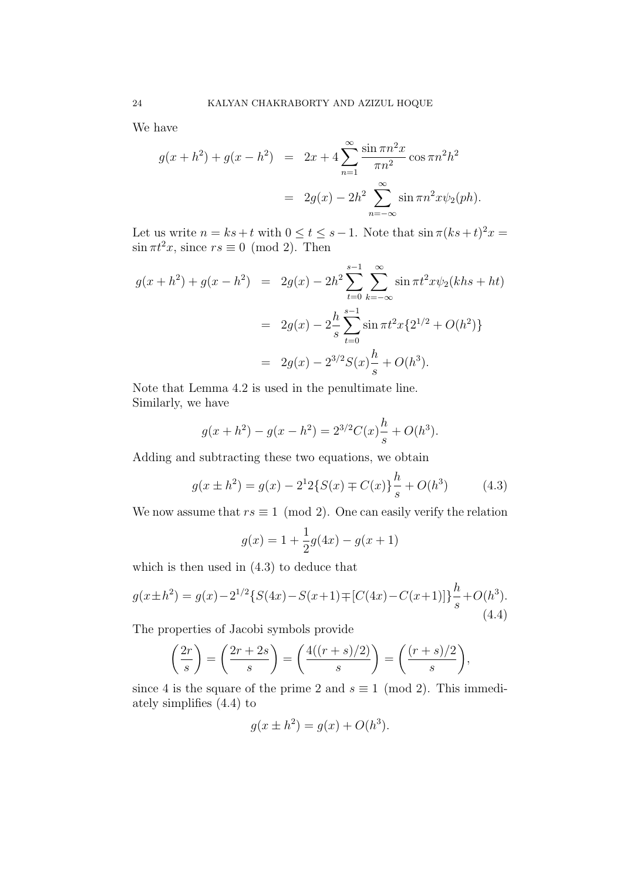We have

$$
\begin{aligned}
g(x+h^2)+g(x-h^2) &= 2x+4\sum_{n=1}^{\infty}\frac{\sin \pi n^2 x}{\pi n^2}\cos \pi n^2 h^2 \\
&= 2g(x)-2h^2\sum_{n=-\infty}^{\infty}\sin \pi n^2 x \psi_2(ph).
\end{aligned}
$$

Let us write $n = ks+t$ with $0 \leq t \leq s-1$. Note that $\sin \pi(ks+t)^2 x = \sin \pi t^2 x$, since $rs \equiv 0 \pmod 2$. Then

$$
\begin{aligned}
g(x+h^2)+g(x-h^2) &= 2g(x)-2h^2\sum_{t=0}^{s-1}\sum_{k=-\infty}^{\infty}\sin \pi t^2 x \psi_2(khs+ht) \\
&= 2g(x)-2\frac{h}{s}\sum_{t=0}^{s-1}\sin \pi t^2 x\{2^{1/2}+O(h^2)\} \\
&= 2g(x)-2^{3/2}S(x)\frac{h}{s}+O(h^3).
\end{aligned}
$$

Note that Lemma 4.2 is used in the penultimate line.
Similarly, we have

$$
g(x+h^2)-g(x-h^2) = 2^{3/2}C(x)\frac{h}{s}+O(h^3).
$$

Adding and subtracting these two equations, we obtain

$$
g(x \pm h^2) = g(x) - 2^1 2\{S(x) \mp C(x)\}\frac{h}{s}+O(h^3) \tag{4.3}
$$

We now assume that $rs \equiv 1 \pmod 2$. One can easily verify the relation

$$
g(x) = 1+\frac{1}{2}g(4x)-g(x+1)
$$

which is then used in (4.3) to deduce that

$$
g(x \pm h^2) = g(x) - 2^{1/2}\{S(4x)-S(x+1) \mp [C(4x)-C(x+1)]\}\frac{h}{s}+O(h^3). \tag{4.4}
$$

The properties of Jacobi symbols provide

$$
\left(\frac{2r}{s}\right) = \left(\frac{2r+2s}{s}\right) = \left(\frac{4((r+s)/2)}{s}\right) = \left(\frac{(r+s)/2}{s}\right),
$$

since 4 is the square of the prime 2 and $s \equiv 1 \pmod 2$. This immediately simplifies (4.4) to

$$
g(x \pm h^2) = g(x) + O(h^3).
$$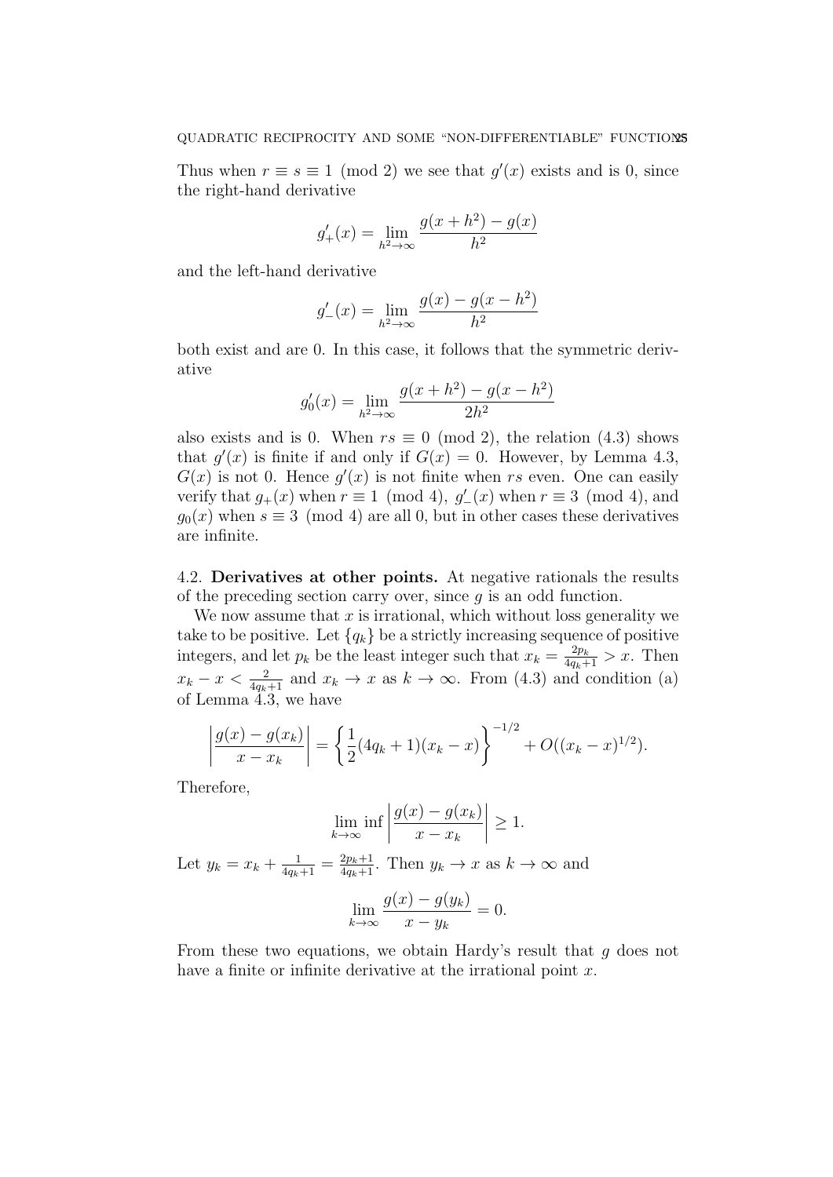Thus when $r \equiv s \equiv 1 \pmod 2$ we see that $g'(x)$ exists and is 0, since the right-hand derivative

$$g'_+(x) = \lim_{h^2 \to \infty} \frac{g(x+h^2) - g(x)}{h^2}$$

and the left-hand derivative

$$g'_-(x) = \lim_{h^2 \to \infty} \frac{g(x) - g(x-h^2)}{h^2}$$

both exist and are 0. In this case, it follows that the symmetric derivative

$$g'_0(x) = \lim_{h^2 \to \infty} \frac{g(x+h^2) - g(x-h^2)}{2h^2}$$

also exists and is 0. When $rs \equiv 0 \pmod 2$, the relation (4.3) shows that $g'(x)$ is finite if and only if $G(x) = 0$. However, by Lemma 4.3, $G(x)$ is not 0. Hence $g'(x)$ is not finite when $rs$ even. One can easily verify that $g_+(x)$ when $r \equiv 1 \pmod 4$, $g'_-(x)$ when $r \equiv 3 \pmod 4$, and $g_0(x)$ when $s \equiv 3 \pmod 4$ are all 0, but in other cases these derivatives are infinite.

4.2. **Derivatives at other points.** At negative rationals the results of the preceding section carry over, since $g$ is an odd function.

We now assume that $x$ is irrational, which without loss generality we take to be positive. Let $\{q_k\}$ be a strictly increasing sequence of positive integers, and let $p_k$ be the least integer such that $x_k = \frac{2p_k}{4q_k+1} > x$. Then $x_k - x < \frac{2}{4q_k+1}$ and $x_k \to x$ as $k \to \infty$. From (4.3) and condition (a) of Lemma 4.3, we have

$$\left| \frac{g(x) - g(x_k)}{x - x_k} \right| = \left\{ \frac{1}{2}(4q_k+1)(x_k - x) \right\}^{-1/2} + O((x_k - x)^{1/2}).$$

Therefore,

$$\liminf_{k \to \infty} \left| \frac{g(x) - g(x_k)}{x - x_k} \right| \geq 1.$$

Let $y_k = x_k + \frac{1}{4q_k+1} = \frac{2p_k+1}{4q_k+1}$. Then $y_k \to x$ as $k \to \infty$ and

$$\lim_{k \to \infty} \frac{g(x) - g(y_k)}{x - y_k} = 0.$$

From these two equations, we obtain Hardy's result that $g$ does not have a finite or infinite derivative at the irrational point $x$.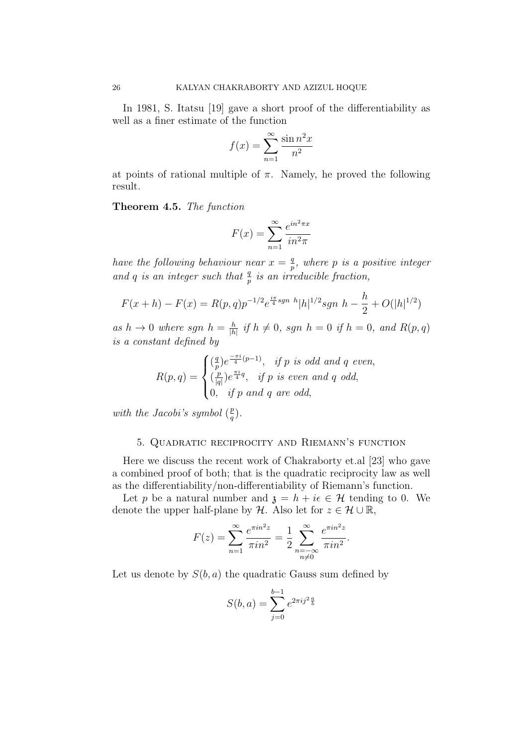In 1981, S. Itatsu [19] gave a short proof of the differentiability as well as a finer estimate of the function

$$f(x) = \sum_{n=1}^{\infty} \frac{\sin n^2 x}{n^2}$$

at points of rational multiple of $\pi$. Namely, he proved the following result.

**Theorem 4.5.** *The function*

$$F(x) = \sum_{n=1}^{\infty} \frac{e^{in^2 \pi x}}{in^2 \pi}$$

*have the following behaviour near $x = \frac{q}{p}$, where $p$ is a positive integer and $q$ is an integer such that $\frac{q}{p}$ is an irreducible fraction,*

$$F(x+h) - F(x) = R(p,q) p^{-1/2} e^{\frac{i\pi}{4} sgn\ h} |h|^{1/2} sgn\ h - \frac{h}{2} + O(|h|^{1/2})$$

*as $h \to 0$ where $sgn\ h = \frac{h}{|h|}$ if $h \neq 0$, $sgn\ h = 0$ if $h = 0$, and $R(p,q)$ is a constant defined by*

$$R(p,q) = \begin{cases} (\frac{q}{p}) e^{\frac{-\pi i}{4}(p-1)}, & \text{if } p \text{ is odd and } q \text{ even}, \\ (\frac{p}{|q|}) e^{\frac{\pi i}{4} q}, & \text{if } p \text{ is even and } q \text{ odd}, \\ 0, & \text{if } p \text{ and } q \text{ are odd}, \end{cases}$$

*with the Jacobi's symbol $(\frac{p}{q})$.*

## 5. Quadratic reciprocity and Riemann's function

Here we discuss the recent work of Chakraborty et.al [23] who gave a combined proof of both; that is the quadratic reciprocity law as well as the differentiability/non-differentiability of Riemann's function.

Let $p$ be a natural number and $\mathfrak{z} = h + i\epsilon \in \mathcal{H}$ tending to 0. We denote the upper half-plane by $\mathcal{H}$. Also let for $z \in \mathcal{H} \cup \mathbb{R}$,

$$F(z) = \sum_{n=1}^{\infty} \frac{e^{\pi i n^2 z}}{\pi i n^2} = \frac{1}{2} \sum_{\substack{n=-\infty \\ n \neq 0}}^{\infty} \frac{e^{\pi i n^2 z}}{\pi i n^2}.$$

Let us denote by $S(b,a)$ the quadratic Gauss sum defined by

$$S(b,a) = \sum_{j=0}^{b-1} e^{2\pi i j^2 \frac{a}{b}}$$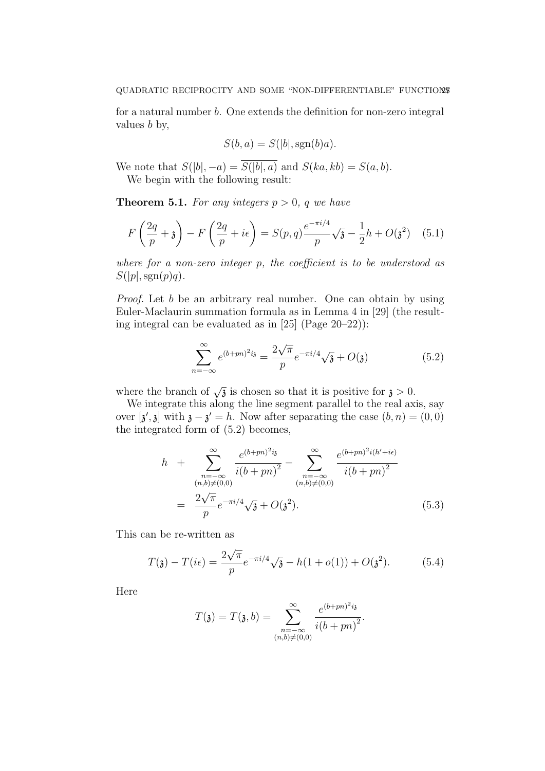for a natural number $b$. One extends the definition for non-zero integral values $b$ by,

$$S(b,a) = S(|b|, \mathrm{sgn}(b)a).$$

We note that $S(|b|,-a) = \overline{S(|b|,a)}$ and $S(ka,kb) = S(a,b)$.

We begin with the following result:

**Theorem 5.1.** *For any integers $p>0$, $q$ we have*

$$F\left(\frac{2q}{p}+\mathfrak{z}\right) - F\left(\frac{2q}{p}+i\epsilon\right) = S(p,q)\frac{e^{-\pi i/4}}{p}\sqrt{\mathfrak{z}} - \frac{1}{2}h + O(\mathfrak{z}^2) \quad (5.1)$$

*where for a non-zero integer $p$, the coefficient is to be understood as $S(|p|, \mathrm{sgn}(p)q)$.*

*Proof.* Let $b$ be an arbitrary real number. One can obtain by using Euler-Maclaurin summation formula as in Lemma 4 in [29] (the resulting integral can be evaluated as in [25] (Page 20–22)):

$$\sum_{n=-\infty}^{\infty} e^{(b+pn)^2 i\mathfrak{z}} = \frac{2\sqrt{\pi}}{p}e^{-\pi i/4}\sqrt{\mathfrak{z}} + O(\mathfrak{z}) \quad (5.2)$$

where the branch of $\sqrt{\mathfrak{z}}$ is chosen so that it is positive for $\mathfrak{z}>0$.

We integrate this along the line segment parallel to the real axis, say over $[\mathfrak{z}',\mathfrak{z}]$ with $\mathfrak{z}-\mathfrak{z}'=h$. Now after separating the case $(b,n)=(0,0)$ the integrated form of (5.2) becomes,

$$\begin{aligned} h &+ \sum_{\substack{n=-\infty \\ (n,b)\neq(0,0)}}^{\infty} \frac{e^{(b+pn)^2 i\mathfrak{z}}}{i(b+pn)^2} - \sum_{\substack{n=-\infty \\ (n,b)\neq(0,0)}}^{\infty} \frac{e^{(b+pn)^2 i(h'+i\epsilon)}}{i(b+pn)^2} \\ &= \frac{2\sqrt{\pi}}{p}e^{-\pi i/4}\sqrt{\mathfrak{z}} + O(\mathfrak{z}^2). \end{aligned} \quad (5.3)$$

This can be re-written as

$$T(\mathfrak{z}) - T(i\epsilon) = \frac{2\sqrt{\pi}}{p}e^{-\pi i/4}\sqrt{\mathfrak{z}} - h(1+o(1)) + O(\mathfrak{z}^2). \quad (5.4)$$

Here

$$T(\mathfrak{z}) = T(\mathfrak{z},b) = \sum_{\substack{n=-\infty \\ (n,b)\neq(0,0)}}^{\infty} \frac{e^{(b+pn)^2 i\mathfrak{z}}}{i(b+pn)^2}.$$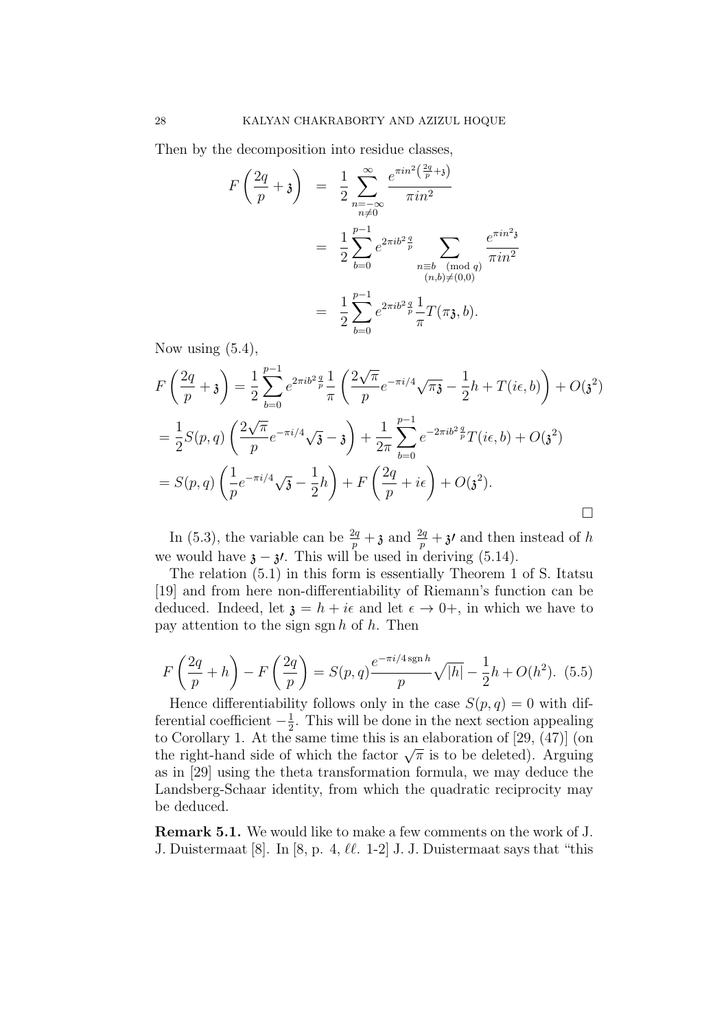Then by the decomposition into residue classes,

$$
\begin{aligned}
F\left(\frac{2q}{p}+\mathfrak{z}\right) &= \frac{1}{2}\sum_{\substack{n=-\infty\\ n\neq 0}}^{\infty} \frac{e^{\pi i n^2\left(\frac{2q}{p}+\mathfrak{z}\right)}}{\pi i n^2} \\
&= \frac{1}{2}\sum_{b=0}^{p-1} e^{2\pi i b^2 \frac{q}{p}} \sum_{\substack{n\equiv b \pmod q\\ (n,b)\neq(0,0)}} \frac{e^{\pi i n^2 \mathfrak{z}}}{\pi i n^2} \\
&= \frac{1}{2}\sum_{b=0}^{p-1} e^{2\pi i b^2 \frac{q}{p}} \frac{1}{\pi} T(\pi\mathfrak{z}, b).
\end{aligned}
$$

Now using (5.4),

$$
\begin{aligned}
F\left(\frac{2q}{p}+\mathfrak{z}\right) &= \frac{1}{2}\sum_{b=0}^{p-1} e^{2\pi i b^2 \frac{q}{p}} \frac{1}{\pi}\left(\frac{2\sqrt{\pi}}{p} e^{-\pi i/4}\sqrt{\pi\mathfrak{z}} - \frac{1}{2}h + T(i\epsilon, b)\right) + O(\mathfrak{z}^2) \\
&= \frac{1}{2}S(p,q)\left(\frac{2\sqrt{\pi}}{p} e^{-\pi i/4}\sqrt{\mathfrak{z}} - \mathfrak{z}\right) + \frac{1}{2\pi}\sum_{b=0}^{p-1} e^{-2\pi i b^2 \frac{q}{p}} T(i\epsilon, b) + O(\mathfrak{z}^2) \\
&= S(p,q)\left(\frac{1}{p} e^{-\pi i/4}\sqrt{\mathfrak{z}} - \frac{1}{2}h\right) + F\left(\frac{2q}{p}+i\epsilon\right) + O(\mathfrak{z}^2).
\end{aligned}
$$

□

In (5.3), the variable can be $\frac{2q}{p}+\mathfrak{z}$ and $\frac{2q}{p}+\mathfrak{z}'$ and then instead of $h$ we would have $\mathfrak{z}-\mathfrak{z}'$. This will be used in deriving (5.14).

The relation (5.1) in this form is essentially Theorem 1 of S. Itatsu [19] and from here non-differentiability of Riemann's function can be deduced. Indeed, let $\mathfrak{z} = h + i\epsilon$ and let $\epsilon \to 0+$, in which we have to pay attention to the sign $\operatorname{sgn} h$ of $h$. Then

$$
F\left(\frac{2q}{p}+h\right) - F\left(\frac{2q}{p}\right) = S(p,q)\frac{e^{-\pi i/4 \operatorname{sgn} h}}{p}\sqrt{|h|} - \frac{1}{2}h + O(h^2). \quad (5.5)
$$

Hence differentiability follows only in the case $S(p,q) = 0$ with differential coefficient $-\frac{1}{2}$. This will be done in the next section appealing to Corollary 1. At the same time this is an elaboration of [29, (47)] (on the right-hand side of which the factor $\sqrt{\pi}$ is to be deleted). Arguing as in [29] using the theta transformation formula, we may deduce the Landsberg-Schaar identity, from which the quadratic reciprocity may be deduced.

**Remark 5.1.** We would like to make a few comments on the work of J. J. Duistermaat [8]. In [8, p. 4, $\ell\ell$. 1-2] J. J. Duistermaat says that "this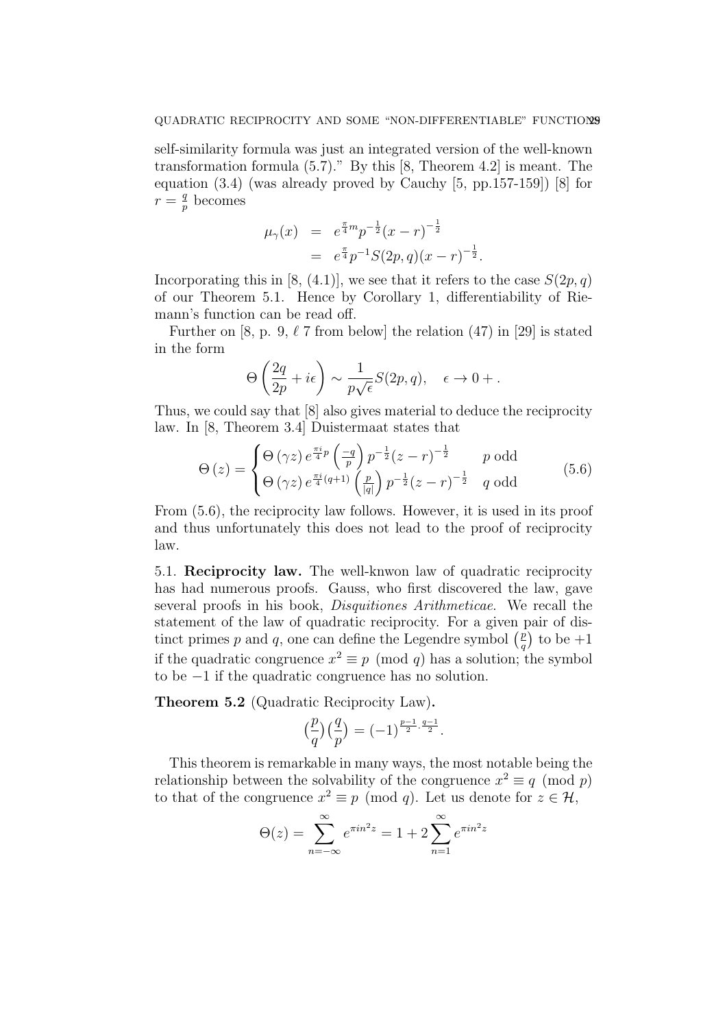self-similarity formula was just an integrated version of the well-known transformation formula (5.7)." By this [8, Theorem 4.2] is meant. The equation (3.4) (was already proved by Cauchy [5, pp.157-159]) [8] for $r = \frac{q}{p}$ becomes

$$\begin{aligned}
\mu_\gamma(x) &= e^{\frac{\pi}{4}m} p^{-\frac{1}{2}} (x-r)^{-\frac{1}{2}} \\
&= e^{\frac{\pi}{4}} p^{-1} S(2p, q)(x-r)^{-\frac{1}{2}}.
\end{aligned}$$

Incorporating this in [8, (4.1)], we see that it refers to the case $S(2p, q)$ of our Theorem 5.1. Hence by Corollary 1, differentiability of Riemann's function can be read off.

Further on [8, p. 9, $\ell$ 7 from below] the relation (47) in [29] is stated in the form

$$\Theta\left(\frac{2q}{2p} + i\epsilon\right) \sim \frac{1}{p\sqrt{\epsilon}} S(2p, q), \quad \epsilon \to 0+.$$

Thus, we could say that [8] also gives material to deduce the reciprocity law. In [8, Theorem 3.4] Duistermaat states that

$$\Theta(z) = \begin{cases} \Theta(\gamma z)\, e^{\frac{\pi i}{4} p} \left(\frac{-q}{p}\right) p^{-\frac{1}{2}} (z-r)^{-\frac{1}{2}} & p \text{ odd} \\ \Theta(\gamma z)\, e^{\frac{\pi i}{4}(q+1)} \left(\frac{p}{|q|}\right) p^{-\frac{1}{2}} (z-r)^{-\frac{1}{2}} & q \text{ odd} \end{cases} \tag{5.6}$$

From (5.6), the reciprocity law follows. However, it is used in its proof and thus unfortunately this does not lead to the proof of reciprocity law.

### 5.1. Reciprocity law.

The well-knwon law of quadratic reciprocity has had numerous proofs. Gauss, who first discovered the law, gave several proofs in his book, *Disquitiones Arithmeticae*. We recall the statement of the law of quadratic reciprocity. For a given pair of distinct primes $p$ and $q$, one can define the Legendre symbol $\left(\frac{p}{q}\right)$ to be $+1$ if the quadratic congruence $x^2 \equiv p \pmod{q}$ has a solution; the symbol to be $-1$ if the quadratic congruence has no solution.

**Theorem 5.2** (Quadratic Reciprocity Law)**.**

$$\left(\frac{p}{q}\right)\left(\frac{q}{p}\right) = (-1)^{\frac{p-1}{2} \cdot \frac{q-1}{2}}.$$

This theorem is remarkable in many ways, the most notable being the relationship between the solvability of the congruence $x^2 \equiv q \pmod{p}$ to that of the congruence $x^2 \equiv p \pmod{q}$. Let us denote for $z \in \mathcal{H}$,

$$\Theta(z) = \sum_{n=-\infty}^{\infty} e^{\pi i n^2 z} = 1 + 2\sum_{n=1}^{\infty} e^{\pi i n^2 z}$$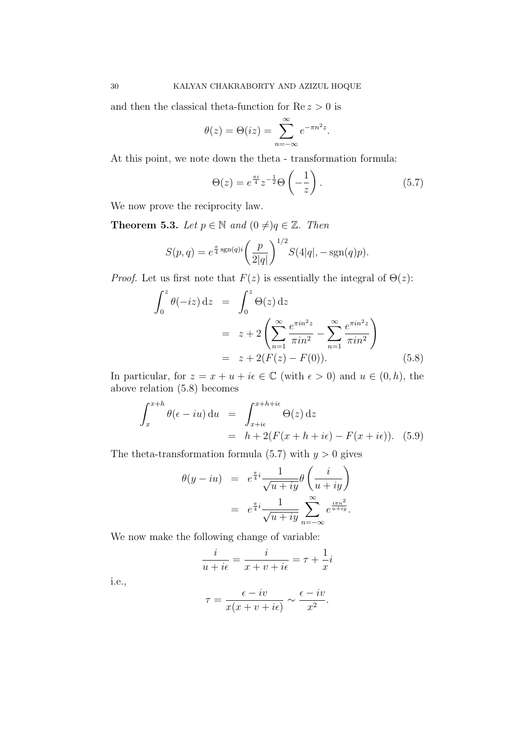and then the classical theta-function for $\operatorname{Re} z > 0$ is

$$\theta(z) = \Theta(iz) = \sum_{n=-\infty}^{\infty} e^{-\pi n^2 z}.$$

At this point, we note down the theta - transformation formula:

$$\Theta(z) = e^{\frac{\pi i}{4}} z^{-\frac{1}{2}} \Theta\left(-\frac{1}{z}\right). \tag{5.7}$$

We now prove the reciprocity law.

**Theorem 5.3.** *Let $p \in \mathbb{N}$ and $(0 \neq) q \in \mathbb{Z}$. Then*

$$S(p,q) = e^{\frac{\pi}{4}\operatorname{sgn}(q) i}\left(\frac{p}{2|q|}\right)^{1/2} S(4|q|, -\operatorname{sgn}(q)p).$$

*Proof.* Let us first note that $F(z)$ is essentially the integral of $\Theta(z)$:

$$\begin{aligned}
\int_0^z \theta(-iz)\,\mathrm{d}z &= \int_0^z \Theta(z)\,\mathrm{d}z \\
&= z + 2\left(\sum_{n=1}^{\infty} \frac{e^{\pi i n^2 z}}{\pi i n^2} - \sum_{n=1}^{\infty} \frac{e^{\pi i n^2 z}}{\pi i n^2}\right) \\
&= z + 2(F(z) - F(0)).
\end{aligned} \tag{5.8}$$

In particular, for $z = x + u + i\epsilon \in \mathbb{C}$ (with $\epsilon > 0$) and $u \in (0, h)$, the above relation (5.8) becomes

$$\begin{aligned}
\int_x^{x+h} \theta(\epsilon - iu)\,\mathrm{d}u &= \int_{x+i\epsilon}^{x+h+i\epsilon} \Theta(z)\,\mathrm{d}z \\
&= h + 2(F(x+h+i\epsilon) - F(x+i\epsilon)).
\end{aligned} \tag{5.9}$$

The theta-transformation formula (5.7) with $y > 0$ gives

$$\begin{aligned}
\theta(y - iu) &= e^{\frac{\pi}{4}i} \frac{1}{\sqrt{u+iy}} \theta\left(\frac{i}{u+iy}\right) \\
&= e^{\frac{\pi}{4}i} \frac{1}{\sqrt{u+iy}} \sum_{n=-\infty}^{\infty} e^{\frac{i\pi n^2}{u+iy}}.
\end{aligned}$$

We now make the following change of variable:

$$\frac{i}{u+i\epsilon} = \frac{i}{x+v+i\epsilon} = \tau + \frac{1}{x}i$$

i.e.,

$$\tau = \frac{\epsilon - iv}{x(x+v+i\epsilon)} \sim \frac{\epsilon - iv}{x^2}.$$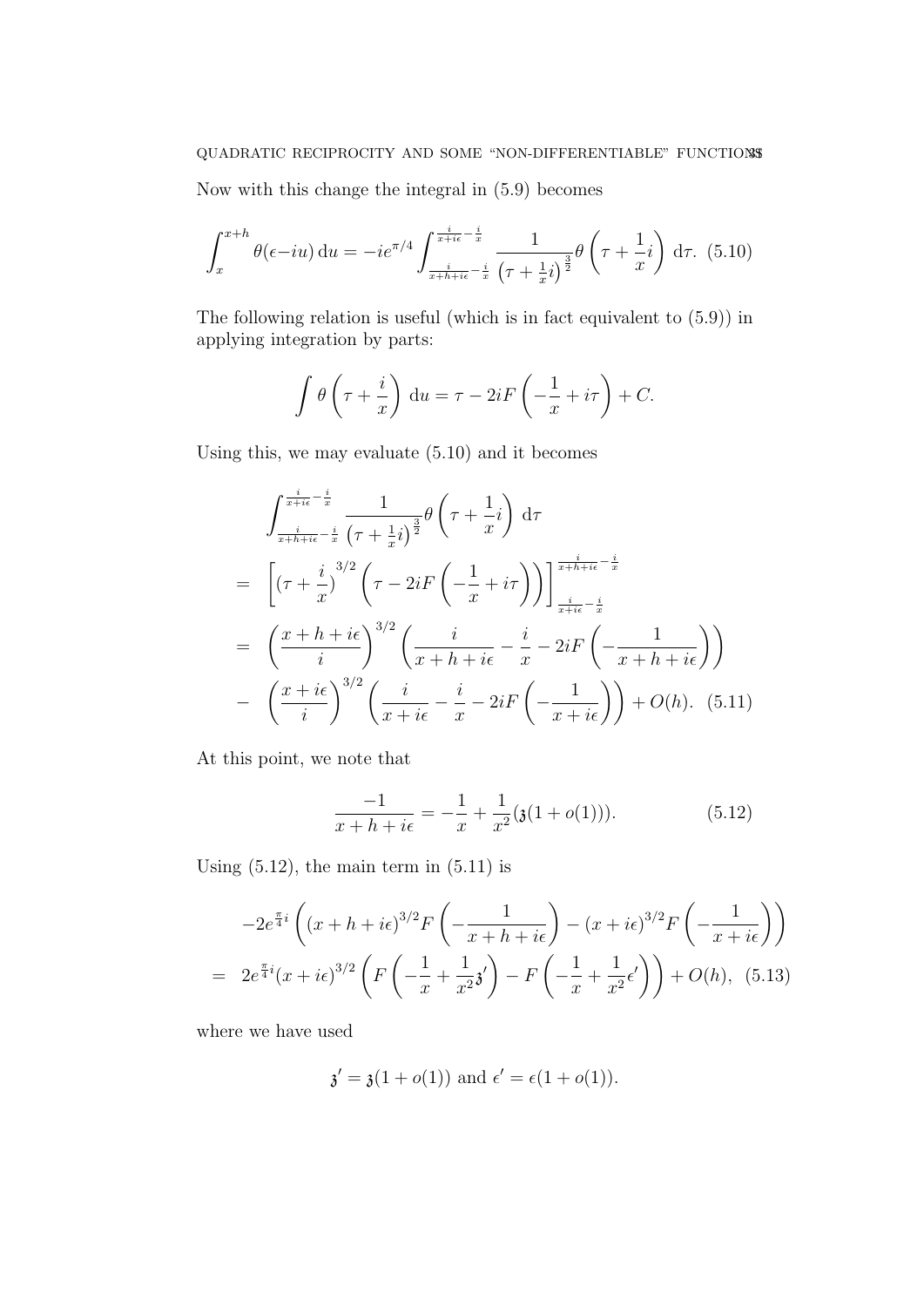Now with this change the integral in (5.9) becomes

$$\int_x^{x+h} \theta(\epsilon - iu)\, \mathrm{d}u = -ie^{\pi/4} \int_{\frac{i}{x+h+i\epsilon}-\frac{i}{x}}^{\frac{i}{x+i\epsilon}-\frac{i}{x}} \frac{1}{\left(\tau+\frac{1}{x}i\right)^{\frac{3}{2}}} \theta\left(\tau + \frac{1}{x}i\right)\, \mathrm{d}\tau. \quad (5.10)$$

The following relation is useful (which is in fact equivalent to (5.9)) in applying integration by parts:

$$\int \theta\left(\tau + \frac{i}{x}\right)\, \mathrm{d}u = \tau - 2iF\left(-\frac{1}{x} + i\tau\right) + C.$$

Using this, we may evaluate (5.10) and it becomes

$$\begin{aligned}
& \int_{\frac{i}{x+h+i\epsilon}-\frac{i}{x}}^{\frac{i}{x+i\epsilon}-\frac{i}{x}} \frac{1}{\left(\tau+\frac{1}{x}i\right)^{\frac{3}{2}}} \theta\left(\tau + \frac{1}{x}i\right)\, \mathrm{d}\tau \\
= & \left[ (\tau + \frac{i}{x})^{3/2} \left( \tau - 2iF\left(-\frac{1}{x} + i\tau\right)\right)\right]_{\frac{i}{x+i\epsilon}-\frac{i}{x}}^{\frac{i}{x+h+i\epsilon}-\frac{i}{x}} \\
= & \left(\frac{x+h+i\epsilon}{i}\right)^{3/2} \left( \frac{i}{x+h+i\epsilon} - \frac{i}{x} - 2iF\left(-\frac{1}{x+h+i\epsilon}\right)\right) \\
- & \left(\frac{x+i\epsilon}{i}\right)^{3/2} \left( \frac{i}{x+i\epsilon} - \frac{i}{x} - 2iF\left(-\frac{1}{x+i\epsilon}\right)\right) + O(h). \quad (5.11)
\end{aligned}$$

At this point, we note that

$$\frac{-1}{x+h+i\epsilon} = -\frac{1}{x} + \frac{1}{x^2}(\mathfrak{z}(1+o(1))). \quad (5.12)$$

Using (5.12), the main term in (5.11) is

$$\begin{aligned}
& -2e^{\frac{\pi}{4}i} \left( (x+h+i\epsilon)^{3/2} F\left(-\frac{1}{x+h+i\epsilon}\right) - (x+i\epsilon)^{3/2} F\left(-\frac{1}{x+i\epsilon}\right)\right) \\
= \; & 2e^{\frac{\pi}{4}i} (x+i\epsilon)^{3/2} \left( F\left(-\frac{1}{x} + \frac{1}{x^2}\mathfrak{z}'\right) - F\left(-\frac{1}{x} + \frac{1}{x^2}\epsilon'\right)\right) + O(h), \quad (5.13)
\end{aligned}$$

where we have used

$$\mathfrak{z}' = \mathfrak{z}(1+o(1)) \text{ and } \epsilon' = \epsilon(1+o(1)).$$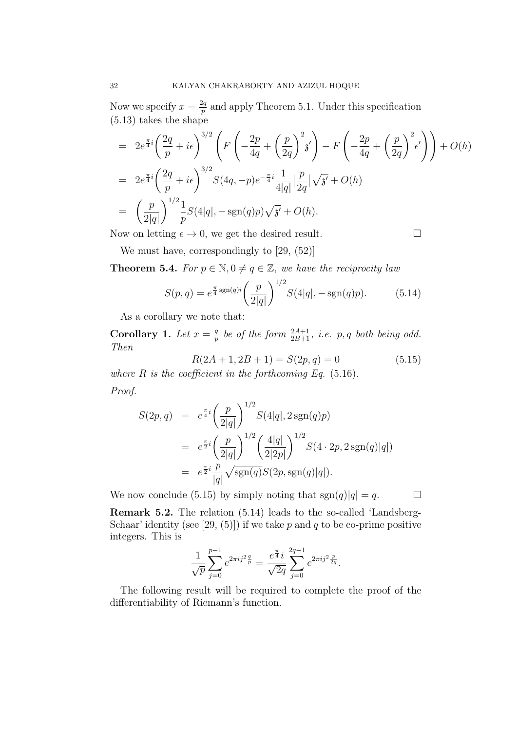Now we specify $x = \frac{2q}{p}$ and apply Theorem 5.1. Under this specification (5.13) takes the shape

$$
\begin{aligned}
&= 2e^{\frac{\pi}{4}i}\left(\frac{2q}{p}+i\epsilon\right)^{3/2}\left(F\left(-\frac{2p}{4q}+\left(\frac{p}{2q}\right)^2\mathfrak{z}'\right)-F\left(-\frac{2p}{4q}+\left(\frac{p}{2q}\right)^2\epsilon'\right)\right)+O(h)\\
&= 2e^{\frac{\pi}{4}i}\left(\frac{2q}{p}+i\epsilon\right)^{3/2}S(4q,-p)e^{-\frac{\pi}{4}i}\frac{1}{4|q|}\Big|\frac{p}{2q}\Big|\sqrt{\mathfrak{z}'}+O(h)\\
&= \left(\frac{p}{2|q|}\right)^{1/2}\frac{1}{p}S(4|q|,-\operatorname{sgn}(q)p)\sqrt{\mathfrak{z}'}+O(h).
\end{aligned}
$$

Now on letting $\epsilon \to 0$, we get the desired result. □

We must have, correspondingly to [29, (52)]

**Theorem 5.4.** *For $p \in \mathbb{N}, 0 \neq q \in \mathbb{Z}$, we have the reciprocity law*

$$
S(p,q) = e^{\frac{\pi}{4}\operatorname{sgn}(q)i}\left(\frac{p}{2|q|}\right)^{1/2}S(4|q|,-\operatorname{sgn}(q)p). \tag{5.14}
$$

As a corollary we note that:

**Corollary 1.** *Let $x = \frac{q}{p}$ be of the form $\frac{2A+1}{2B+1}$, i.e. $p, q$ both being odd. Then*

$$
R(2A+1, 2B+1) = S(2p,q) = 0 \tag{5.15}
$$

*where $R$ is the coefficient in the forthcoming Eq.* (5.16).

*Proof.*

$$
\begin{aligned}
S(2p,q) &= e^{\frac{\pi}{4}i}\left(\frac{p}{2|q|}\right)^{1/2}S(4|q|,2\operatorname{sgn}(q)p)\\
&= e^{\frac{\pi}{2}i}\left(\frac{p}{2|q|}\right)^{1/2}\left(\frac{4|q|}{2|2p|}\right)^{1/2}S(4\cdot 2p, 2\operatorname{sgn}(q)|q|)\\
&= e^{\frac{\pi}{2}i}\frac{p}{|q|}\sqrt{\operatorname{sgn}(q)}S(2p,\operatorname{sgn}(q)|q|).
\end{aligned}
$$

We now conclude (5.15) by simply noting that $\operatorname{sgn}(q)|q| = q$. □

**Remark 5.2.** The relation (5.14) leads to the so-called 'Landsberg-Schaar' identity (see [29, (5)]) if we take $p$ and $q$ to be co-prime positive integers. This is

$$
\frac{1}{\sqrt{p}}\sum_{j=0}^{p-1}e^{2\pi i j^2\frac{q}{p}} = \frac{e^{\frac{\pi}{4}i}}{\sqrt{2q}}\sum_{j=0}^{2q-1}e^{2\pi i j^2\frac{p}{2q}}.
$$

The following result will be required to complete the proof of the differentiability of Riemann's function.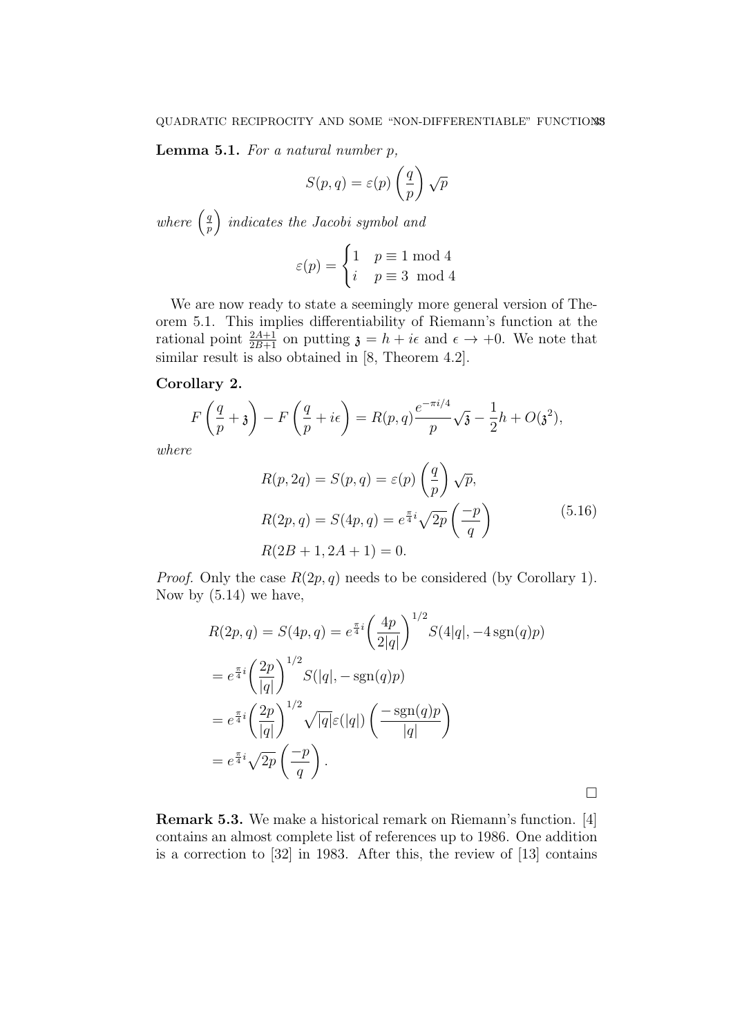**Lemma 5.1.** *For a natural number $p$,*

$$S(p,q) = \varepsilon(p)\left(\frac{q}{p}\right)\sqrt{p}$$

*where $\left(\frac{q}{p}\right)$ indicates the Jacobi symbol and*

$$\varepsilon(p) = \begin{cases} 1 & p \equiv 1 \bmod 4 \\ i & p \equiv 3 \mod 4 \end{cases}$$

We are now ready to state a seemingly more general version of Theorem 5.1. This implies differentiability of Riemann's function at the rational point $\frac{2A+1}{2B+1}$ on putting $\mathfrak{z} = h + i\epsilon$ and $\epsilon \to +0$. We note that similar result is also obtained in [8, Theorem 4.2].

**Corollary 2.**

$$F\left(\frac{q}{p} + \mathfrak{z}\right) - F\left(\frac{q}{p} + i\epsilon\right) = R(p,q)\frac{e^{-\pi i/4}}{p}\sqrt{\mathfrak{z}} - \frac{1}{2}h + O(\mathfrak{z}^2),$$

*where*

$$\begin{aligned}
R(p,2q) &= S(p,q) = \varepsilon(p)\left(\frac{q}{p}\right)\sqrt{p}, \\
R(2p,q) &= S(4p,q) = e^{\frac{\pi}{4}i}\sqrt{2p}\left(\frac{-p}{q}\right) \\
R(2B+1,2A+1) &= 0.
\end{aligned} \tag{5.16}$$

*Proof.* Only the case $R(2p,q)$ needs to be considered (by Corollary 1). Now by (5.14) we have,

$$\begin{aligned}
R(2p,q) &= S(4p,q) = e^{\frac{\pi}{4}i}\left(\frac{4p}{2|q|}\right)^{1/2} S(4|q|, -4\operatorname{sgn}(q)p) \\
&= e^{\frac{\pi}{4}i}\left(\frac{2p}{|q|}\right)^{1/2} S(|q|, -\operatorname{sgn}(q)p) \\
&= e^{\frac{\pi}{4}i}\left(\frac{2p}{|q|}\right)^{1/2}\sqrt{|q|}\varepsilon(|q|)\left(\frac{-\operatorname{sgn}(q)p}{|q|}\right) \\
&= e^{\frac{\pi}{4}i}\sqrt{2p}\left(\frac{-p}{q}\right).
\end{aligned}$$

□

**Remark 5.3.** We make a historical remark on Riemann's function. [4] contains an almost complete list of references up to 1986. One addition is a correction to [32] in 1983. After this, the review of [13] contains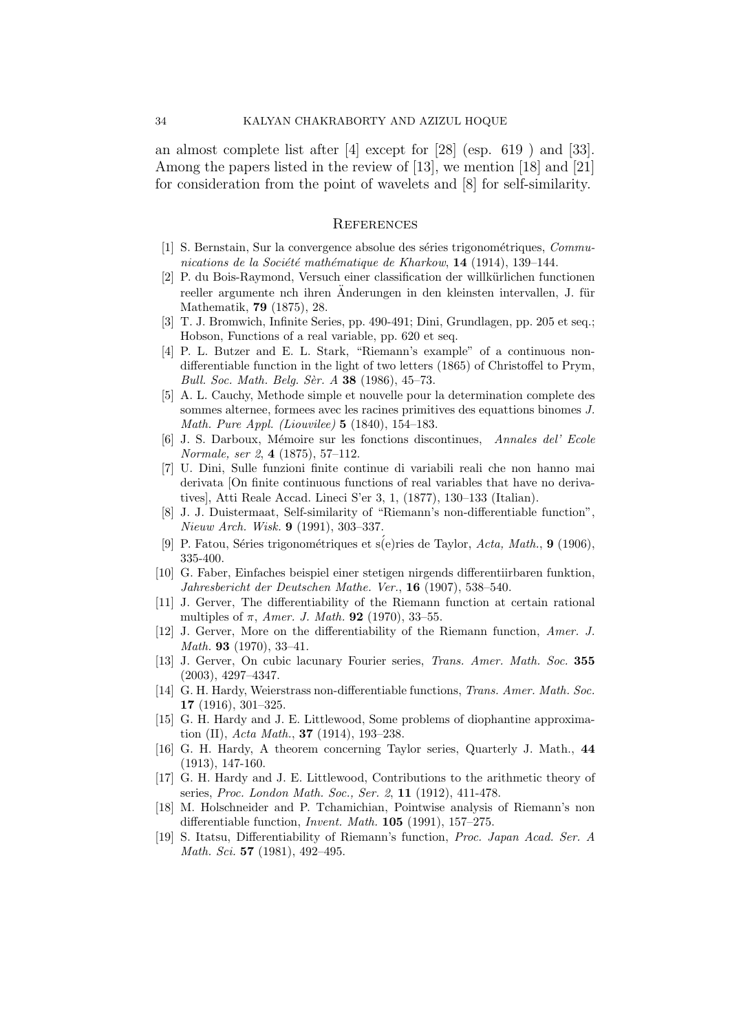an almost complete list after [4] except for [28] (esp. 619 ) and [33]. Among the papers listed in the review of [13], we mention [18] and [21] for consideration from the point of wavelets and [8] for self-similarity.

## References

[1] S. Bernstain, Sur la convergence absolue des séries trigonométriques, *Communications de la Société mathématique de Kharkow*, **14** (1914), 139–144.

[2] P. du Bois-Raymond, Versuch einer classification der willkürlichen functionen reeller argumente nch ihren Änderungen in den kleinsten intervallen, J. für Mathematik, **79** (1875), 28.

[3] T. J. Bromwich, Infinite Series, pp. 490-491; Dini, Grundlagen, pp. 205 et seq.; Hobson, Functions of a real variable, pp. 620 et seq.

[4] P. L. Butzer and E. L. Stark, "Riemann's example" of a continuous non-differentiable function in the light of two letters (1865) of Christoffel to Prym, *Bull. Soc. Math. Belg. Sèr. A* **38** (1986), 45–73.

[5] A. L. Cauchy, Methode simple et nouvelle pour la determination complete des sommes alternee, formees avec les racines primitives des equattions binomes *J. Math. Pure Appl. (Liouvilee)* **5** (1840), 154–183.

[6] J. S. Darboux, Mémoire sur les fonctions discontinues, *Annales del' Ecole Normale, ser 2*, **4** (1875), 57–112.

[7] U. Dini, Sulle funzioni finite continue di variabili reali che non hanno mai derivata [On finite continuous functions of real variables that have no derivatives], Atti Reale Accad. Lineci S'er 3, 1, (1877), 130–133 (Italian).

[8] J. J. Duistermaat, Self-similarity of "Riemann's non-differentiable function", *Nieuw Arch. Wisk.* **9** (1991), 303–337.

[9] P. Fatou, Séries trigonométriques et s(́e)ries de Taylor, *Acta, Math.*, **9** (1906), 335-400.

[10] G. Faber, Einfaches beispiel einer stetigen nirgends differentiirbaren funktion, *Jahresbericht der Deutschen Mathe. Ver.*, **16** (1907), 538–540.

[11] J. Gerver, The differentiability of the Riemann function at certain rational multiples of $\pi$, *Amer. J. Math.* **92** (1970), 33–55.

[12] J. Gerver, More on the differentiability of the Riemann function, *Amer. J. Math.* **93** (1970), 33–41.

[13] J. Gerver, On cubic lacunary Fourier series, *Trans. Amer. Math. Soc.* **355** (2003), 4297–4347.

[14] G. H. Hardy, Weierstrass non-differentiable functions, *Trans. Amer. Math. Soc.* **17** (1916), 301–325.

[15] G. H. Hardy and J. E. Littlewood, Some problems of diophantine approximation (II), *Acta Math.*, **37** (1914), 193–238.

[16] G. H. Hardy, A theorem concerning Taylor series, Quarterly J. Math., **44** (1913), 147-160.

[17] G. H. Hardy and J. E. Littlewood, Contributions to the arithmetic theory of series, *Proc. London Math. Soc., Ser. 2*, **11** (1912), 411-478.

[18] M. Holschneider and P. Tchamichian, Pointwise analysis of Riemann's non differentiable function, *Invent. Math.* **105** (1991), 157–275.

[19] S. Itatsu, Differentiability of Riemann's function, *Proc. Japan Acad. Ser. A Math. Sci.* **57** (1981), 492–495.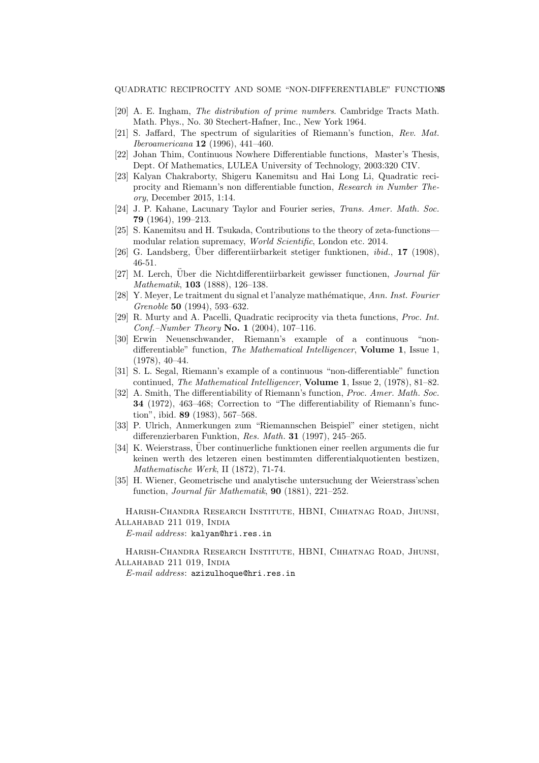[20] A. E. Ingham, *The distribution of prime numbers*. Cambridge Tracts Math. Math. Phys., No. 30 Stechert-Hafner, Inc., New York 1964.

[21] S. Jaffard, The spectrum of sigularities of Riemann's function, *Rev. Mat. Iberoamericana* **12** (1996), 441–460.

[22] Johan Thim, Continuous Nowhere Differentiable functions, Master's Thesis, Dept. Of Mathematics, LULEA University of Technology, 2003:320 CIV.

[23] Kalyan Chakraborty, Shigeru Kanemitsu and Hai Long Li, Quadratic reciprocity and Riemann's non differentiable function, *Research in Number Theory*, December 2015, 1:14.

[24] J. P. Kahane, Lacunary Taylor and Fourier series, *Trans. Amer. Math. Soc.* **79** (1964), 199–213.

[25] S. Kanemitsu and H. Tsukada, Contributions to the theory of zeta-functions—modular relation supremacy, *World Scientific*, London etc. 2014.

[26] G. Landsberg, Über differentiirbarkeit stetiger funktionen, *ibid.*, **17** (1908), 46-51.

[27] M. Lerch, Über die Nichtdifferentiirbarkeit gewisser functionen, *Journal für Mathematik*, **103** (1888), 126–138.

[28] Y. Meyer, Le traitment du signal et l'analyze mathématique, *Ann. Inst. Fourier Grenoble* **50** (1994), 593–632.

[29] R. Murty and A. Pacelli, Quadratic reciprocity via theta functions, *Proc. Int. Conf.–Number Theory* **No. 1** (2004), 107–116.

[30] Erwin Neuenschwander, Riemann's example of a continuous "non-differentiable" function, *The Mathematical Intelligencer*, **Volume 1**, Issue 1, (1978), 40–44.

[31] S. L. Segal, Riemann's example of a continuous "non-differentiable" function continued, *The Mathematical Intelligencer*, **Volume 1**, Issue 2, (1978), 81–82.

[32] A. Smith, The differentiability of Riemann's function, *Proc. Amer. Math. Soc.* **34** (1972), 463–468; Correction to "The differentiability of Riemann's function", ibid. **89** (1983), 567–568.

[33] P. Ulrich, Anmerkungen zum "Riemannschen Beispiel" einer stetigen, nicht differenzierbaren Funktion, *Res. Math.* **31** (1997), 245–265.

[34] K. Weierstrass, Über continuerliche funktionen einer reellen arguments die fur keinen werth des letzeren einen bestimmten differentialquotienten bestizen, *Mathematische Werk*, II (1872), 71-74.

[35] H. Wiener, Geometrische und analytische untersuchung der Weierstrass'schen function, *Journal für Mathematik*, **90** (1881), 221–252.

Harish-Chandra Research Institute, HBNI, Chhatnag Road, Jhunsi, Allahabad 211 019, India

*E-mail address*: kalyan@hri.res.in

Harish-Chandra Research Institute, HBNI, Chhatnag Road, Jhunsi, Allahabad 211 019, India

*E-mail address*: azizulhoque@hri.res.in